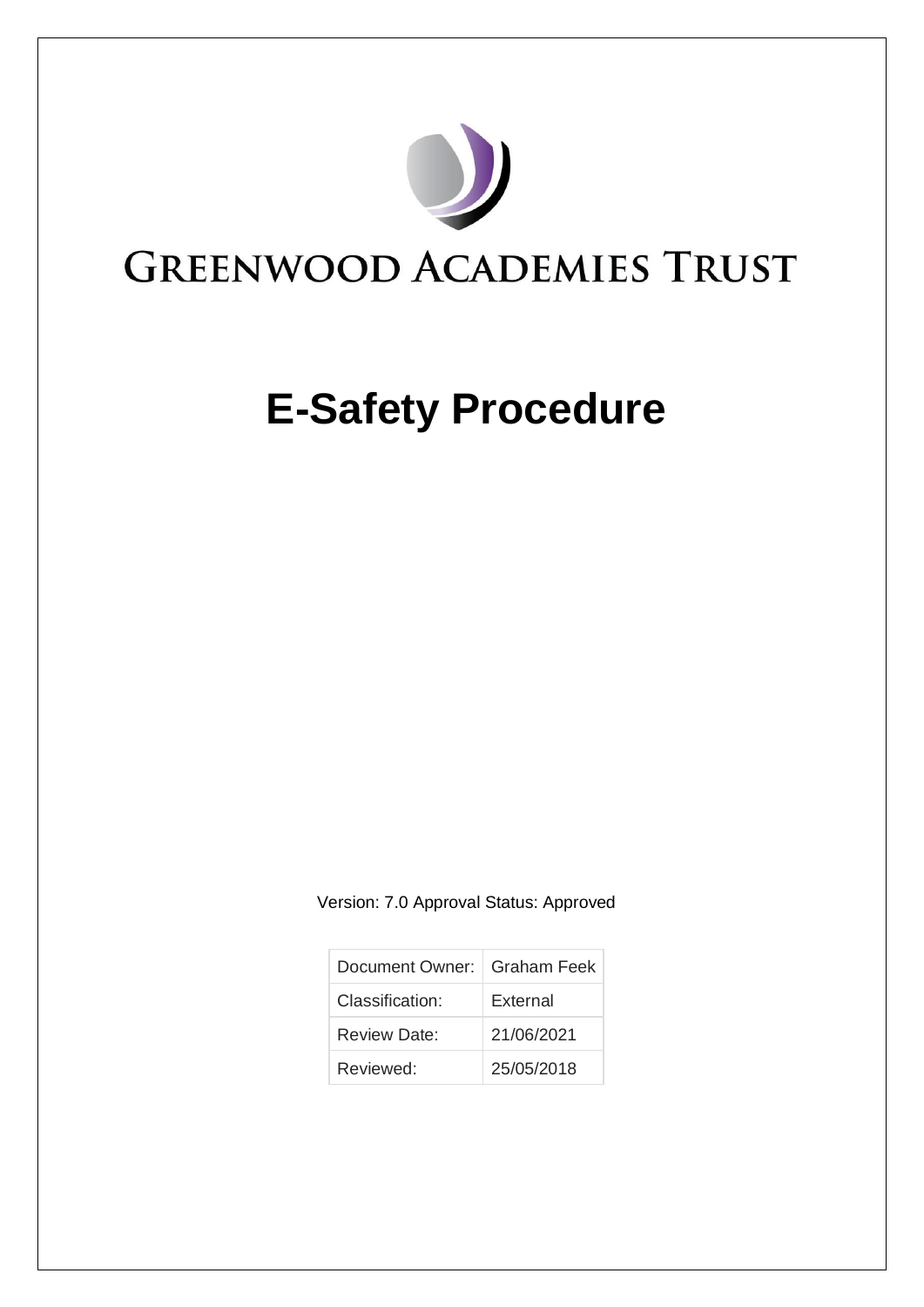GREENWOOD ACADEMIES TRUST

# E-Safety Procedure

Version: 7.0 Approval Status: Approved

| Document Owner: | Graham Feek |
|---|---|
| Classification: | External |
| Review Date: | 21/06/2021 |
| Reviewed: | 25/05/2018 |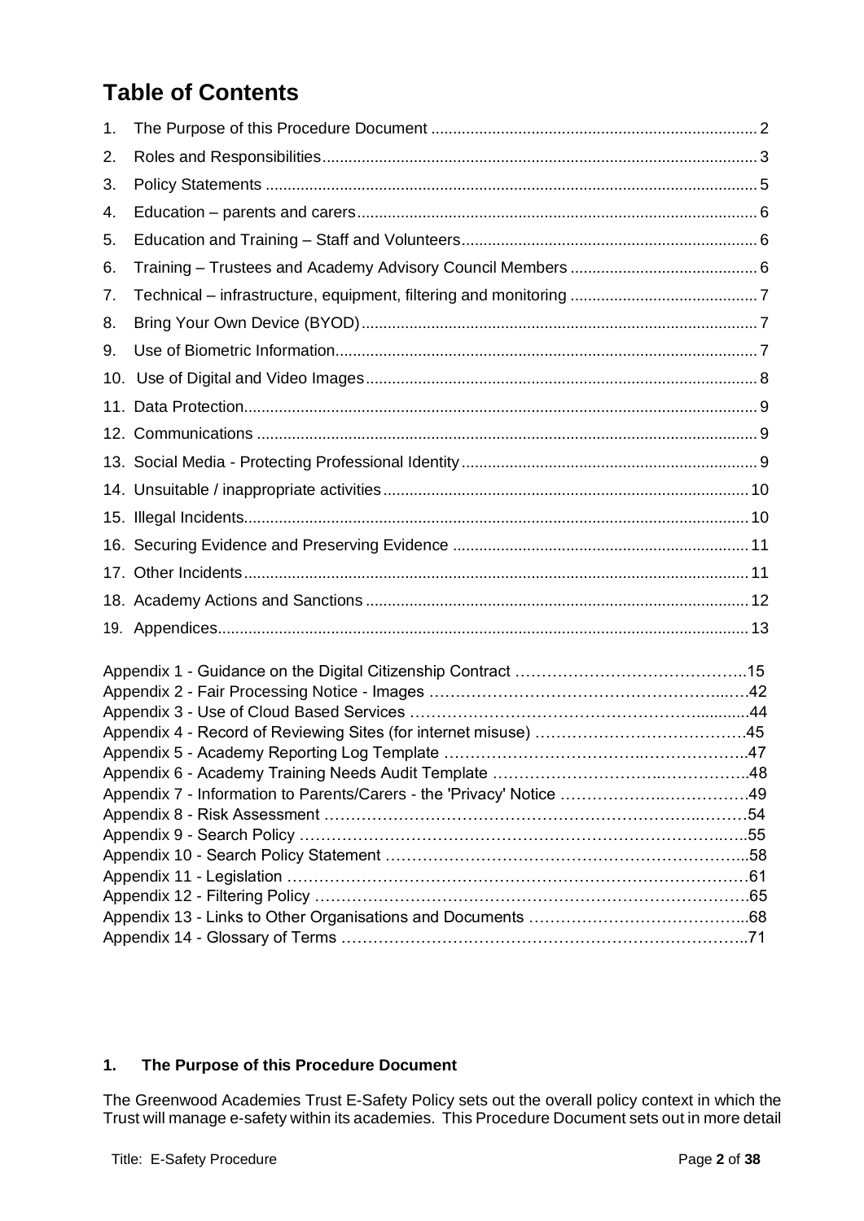# Table of Contents

1. The Purpose of this Procedure Document .......... 2
2. Roles and Responsibilities .......... 3
3. Policy Statements .......... 5
4. Education – parents and carers .......... 6
5. Education and Training – Staff and Volunteers .......... 6
6. Training – Trustees and Academy Advisory Council Members .......... 6
7. Technical – infrastructure, equipment, filtering and monitoring .......... 7
8. Bring Your Own Device (BYOD) .......... 7
9. Use of Biometric Information .......... 7
10. Use of Digital and Video Images .......... 8
11. Data Protection .......... 9
12. Communications .......... 9
13. Social Media - Protecting Professional Identity .......... 9
14. Unsuitable / inappropriate activities .......... 10
15. Illegal Incidents .......... 10
16. Securing Evidence and Preserving Evidence .......... 11
17. Other Incidents .......... 11
18. Academy Actions and Sanctions .......... 12
19. Appendices .......... 13

Appendix 1 - Guidance on the Digital Citizenship Contract .......... 15
Appendix 2 - Fair Processing Notice - Images .......... 42
Appendix 3 - Use of Cloud Based Services .......... 44
Appendix 4 - Record of Reviewing Sites (for internet misuse) .......... 45
Appendix 5 - Academy Reporting Log Template .......... 47
Appendix 6 - Academy Training Needs Audit Template .......... 48
Appendix 7 - Information to Parents/Carers - the 'Privacy' Notice .......... 49
Appendix 8 - Risk Assessment .......... 54
Appendix 9 - Search Policy .......... 55
Appendix 10 - Search Policy Statement .......... 58
Appendix 11 - Legislation .......... 61
Appendix 12 - Filtering Policy .......... 65
Appendix 13 - Links to Other Organisations and Documents .......... 68
Appendix 14 - Glossary of Terms .......... 71

## 1. The Purpose of this Procedure Document

The Greenwood Academies Trust E-Safety Policy sets out the overall policy context in which the Trust will manage e-safety within its academies. This Procedure Document sets out in more detail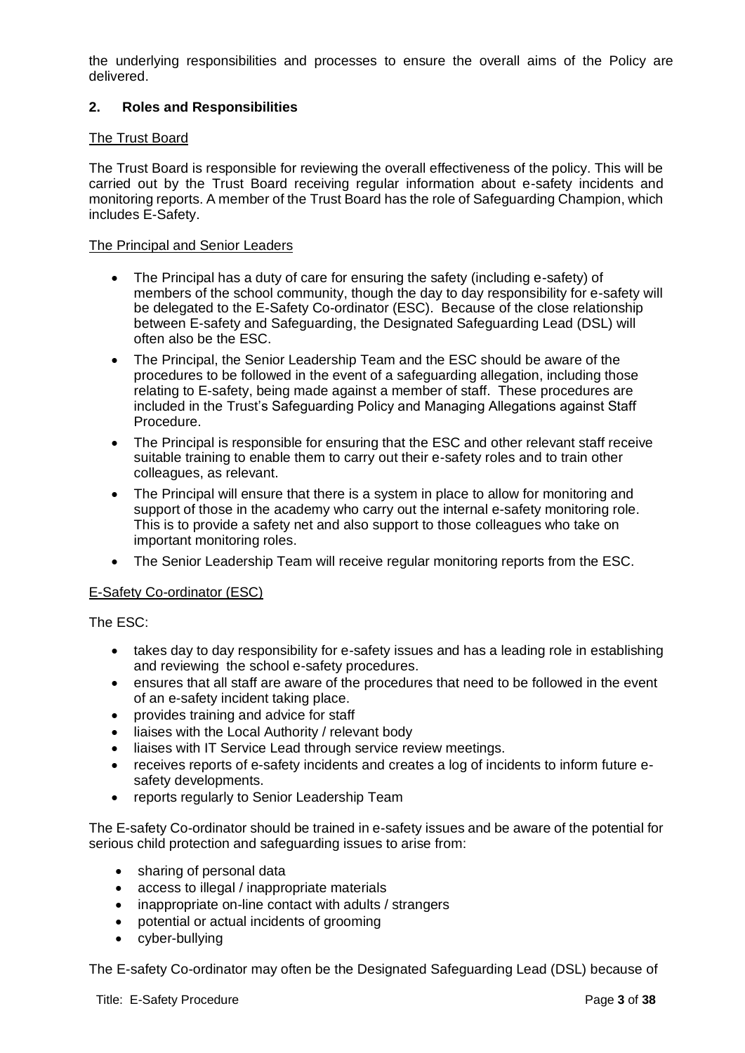the underlying responsibilities and processes to ensure the overall aims of the Policy are delivered.

## 2. Roles and Responsibilities

### The Trust Board

The Trust Board is responsible for reviewing the overall effectiveness of the policy. This will be carried out by the Trust Board receiving regular information about e-safety incidents and monitoring reports. A member of the Trust Board has the role of Safeguarding Champion, which includes E-Safety.

### The Principal and Senior Leaders

- The Principal has a duty of care for ensuring the safety (including e-safety) of members of the school community, though the day to day responsibility for e-safety will be delegated to the E-Safety Co-ordinator (ESC). Because of the close relationship between E-safety and Safeguarding, the Designated Safeguarding Lead (DSL) will often also be the ESC.
- The Principal, the Senior Leadership Team and the ESC should be aware of the procedures to be followed in the event of a safeguarding allegation, including those relating to E-safety, being made against a member of staff. These procedures are included in the Trust's Safeguarding Policy and Managing Allegations against Staff Procedure.
- The Principal is responsible for ensuring that the ESC and other relevant staff receive suitable training to enable them to carry out their e-safety roles and to train other colleagues, as relevant.
- The Principal will ensure that there is a system in place to allow for monitoring and support of those in the academy who carry out the internal e-safety monitoring role. This is to provide a safety net and also support to those colleagues who take on important monitoring roles.
- The Senior Leadership Team will receive regular monitoring reports from the ESC.

### E-Safety Co-ordinator (ESC)

The ESC:

- takes day to day responsibility for e-safety issues and has a leading role in establishing and reviewing the school e-safety procedures.
- ensures that all staff are aware of the procedures that need to be followed in the event of an e-safety incident taking place.
- provides training and advice for staff
- liaises with the Local Authority / relevant body
- liaises with IT Service Lead through service review meetings.
- receives reports of e-safety incidents and creates a log of incidents to inform future e-safety developments.
- reports regularly to Senior Leadership Team

The E-safety Co-ordinator should be trained in e-safety issues and be aware of the potential for serious child protection and safeguarding issues to arise from:

- sharing of personal data
- access to illegal / inappropriate materials
- inappropriate on-line contact with adults / strangers
- potential or actual incidents of grooming
- cyber-bullying

The E-safety Co-ordinator may often be the Designated Safeguarding Lead (DSL) because of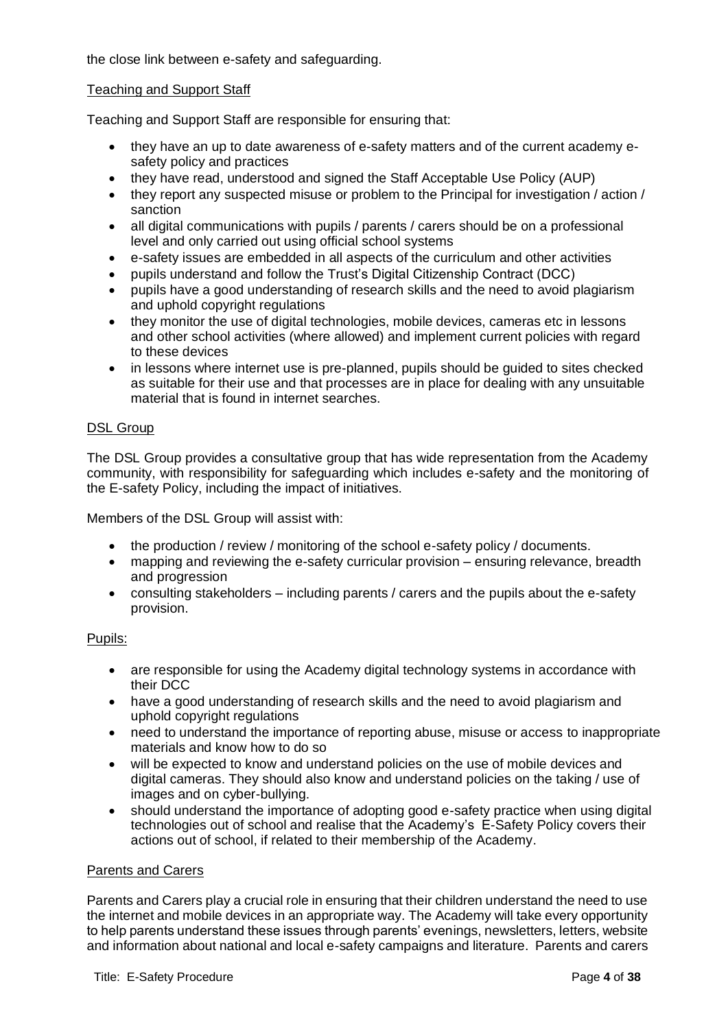the close link between e-safety and safeguarding.

## Teaching and Support Staff

Teaching and Support Staff are responsible for ensuring that:

- they have an up to date awareness of e-safety matters and of the current academy e-safety policy and practices
- they have read, understood and signed the Staff Acceptable Use Policy (AUP)
- they report any suspected misuse or problem to the Principal for investigation / action / sanction
- all digital communications with pupils / parents / carers should be on a professional level and only carried out using official school systems
- e-safety issues are embedded in all aspects of the curriculum and other activities
- pupils understand and follow the Trust's Digital Citizenship Contract (DCC)
- pupils have a good understanding of research skills and the need to avoid plagiarism and uphold copyright regulations
- they monitor the use of digital technologies, mobile devices, cameras etc in lessons and other school activities (where allowed) and implement current policies with regard to these devices
- in lessons where internet use is pre-planned, pupils should be guided to sites checked as suitable for their use and that processes are in place for dealing with any unsuitable material that is found in internet searches.

## DSL Group

The DSL Group provides a consultative group that has wide representation from the Academy community, with responsibility for safeguarding which includes e-safety and the monitoring of the E-safety Policy, including the impact of initiatives.

Members of the DSL Group will assist with:

- the production / review / monitoring of the school e-safety policy / documents.
- mapping and reviewing the e-safety curricular provision – ensuring relevance, breadth and progression
- consulting stakeholders – including parents / carers and the pupils about the e-safety provision.

## Pupils:

- are responsible for using the Academy digital technology systems in accordance with their DCC
- have a good understanding of research skills and the need to avoid plagiarism and uphold copyright regulations
- need to understand the importance of reporting abuse, misuse or access to inappropriate materials and know how to do so
- will be expected to know and understand policies on the use of mobile devices and digital cameras. They should also know and understand policies on the taking / use of images and on cyber-bullying.
- should understand the importance of adopting good e-safety practice when using digital technologies out of school and realise that the Academy's E-Safety Policy covers their actions out of school, if related to their membership of the Academy.

## Parents and Carers

Parents and Carers play a crucial role in ensuring that their children understand the need to use the internet and mobile devices in an appropriate way. The Academy will take every opportunity to help parents understand these issues through parents' evenings, newsletters, letters, website and information about national and local e-safety campaigns and literature. Parents and carers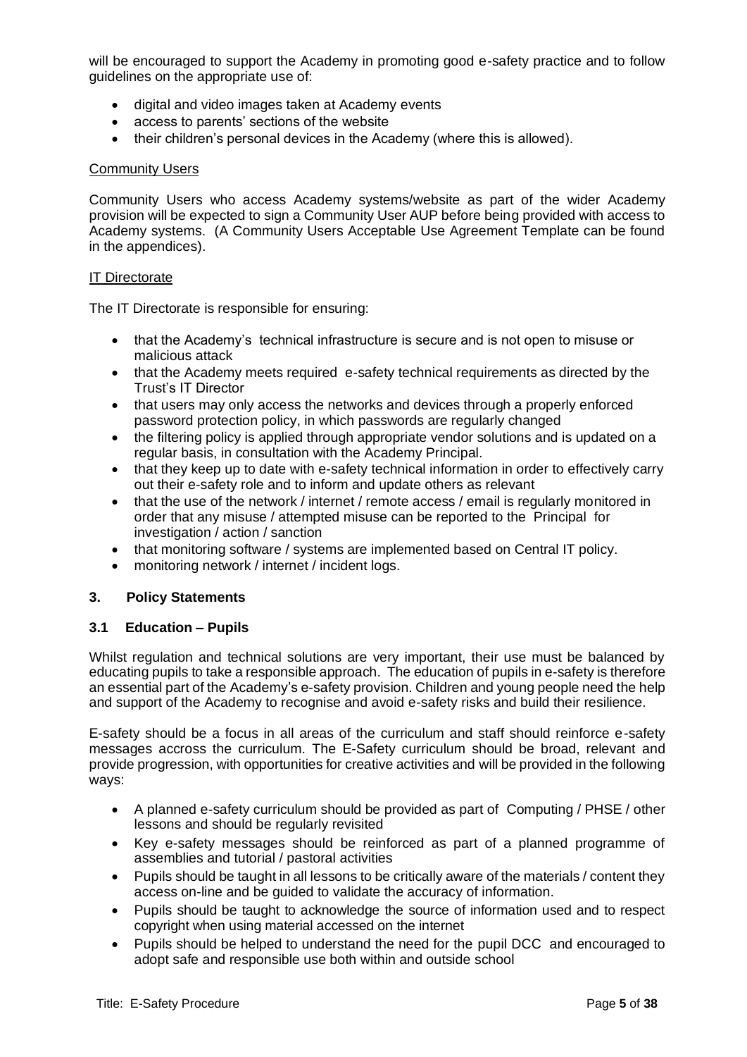will be encouraged to support the Academy in promoting good e-safety practice and to follow guidelines on the appropriate use of:

- digital and video images taken at Academy events
- access to parents' sections of the website
- their children's personal devices in the Academy (where this is allowed).

#### Community Users

Community Users who access Academy systems/website as part of the wider Academy provision will be expected to sign a Community User AUP before being provided with access to Academy systems. (A Community Users Acceptable Use Agreement Template can be found in the appendices).

#### IT Directorate

The IT Directorate is responsible for ensuring:

- that the Academy's technical infrastructure is secure and is not open to misuse or malicious attack
- that the Academy meets required e-safety technical requirements as directed by the Trust's IT Director
- that users may only access the networks and devices through a properly enforced password protection policy, in which passwords are regularly changed
- the filtering policy is applied through appropriate vendor solutions and is updated on a regular basis, in consultation with the Academy Principal.
- that they keep up to date with e-safety technical information in order to effectively carry out their e-safety role and to inform and update others as relevant
- that the use of the network / internet / remote access / email is regularly monitored in order that any misuse / attempted misuse can be reported to the Principal for investigation / action / sanction
- that monitoring software / systems are implemented based on Central IT policy.
- monitoring network / internet / incident logs.

## 3. Policy Statements

### 3.1 Education – Pupils

Whilst regulation and technical solutions are very important, their use must be balanced by educating pupils to take a responsible approach. The education of pupils in e-safety is therefore an essential part of the Academy's e-safety provision. Children and young people need the help and support of the Academy to recognise and avoid e-safety risks and build their resilience.

E-safety should be a focus in all areas of the curriculum and staff should reinforce e-safety messages accross the curriculum. The E-Safety curriculum should be broad, relevant and provide progression, with opportunities for creative activities and will be provided in the following ways:

- A planned e-safety curriculum should be provided as part of Computing / PHSE / other lessons and should be regularly revisited
- Key e-safety messages should be reinforced as part of a planned programme of assemblies and tutorial / pastoral activities
- Pupils should be taught in all lessons to be critically aware of the materials / content they access on-line and be guided to validate the accuracy of information.
- Pupils should be taught to acknowledge the source of information used and to respect copyright when using material accessed on the internet
- Pupils should be helped to understand the need for the pupil DCC and encouraged to adopt safe and responsible use both within and outside school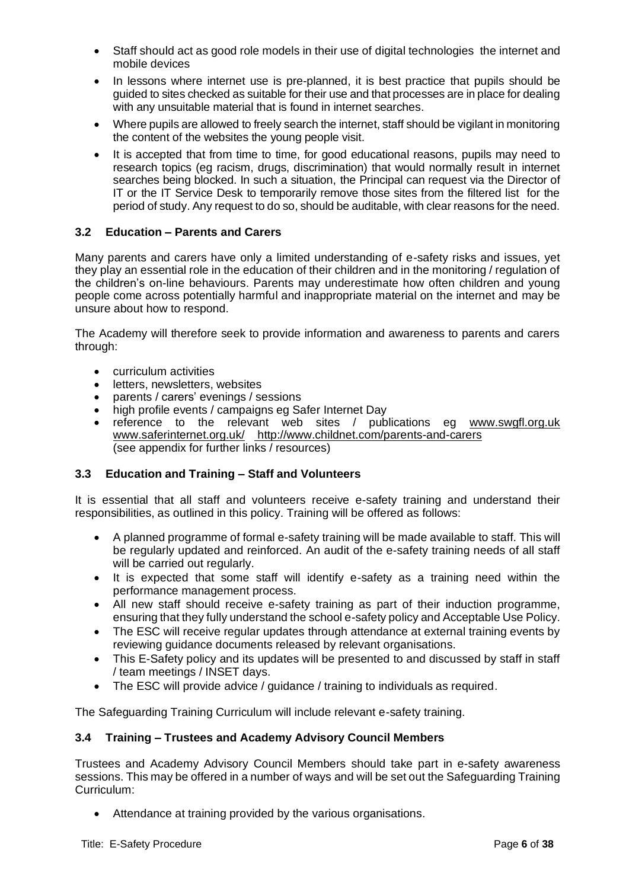- Staff should act as good role models in their use of digital technologies the internet and mobile devices
- In lessons where internet use is pre-planned, it is best practice that pupils should be guided to sites checked as suitable for their use and that processes are in place for dealing with any unsuitable material that is found in internet searches.
- Where pupils are allowed to freely search the internet, staff should be vigilant in monitoring the content of the websites the young people visit.
- It is accepted that from time to time, for good educational reasons, pupils may need to research topics (eg racism, drugs, discrimination) that would normally result in internet searches being blocked. In such a situation, the Principal can request via the Director of IT or the IT Service Desk to temporarily remove those sites from the filtered list for the period of study. Any request to do so, should be auditable, with clear reasons for the need.

### 3.2 Education – Parents and Carers

Many parents and carers have only a limited understanding of e-safety risks and issues, yet they play an essential role in the education of their children and in the monitoring / regulation of the children's on-line behaviours. Parents may underestimate how often children and young people come across potentially harmful and inappropriate material on the internet and may be unsure about how to respond.

The Academy will therefore seek to provide information and awareness to parents and carers through:

- curriculum activities
- letters, newsletters, websites
- parents / carers' evenings / sessions
- high profile events / campaigns eg Safer Internet Day
- reference to the relevant web sites / publications eg www.swgfl.org.uk www.saferinternet.org.uk/ http://www.childnet.com/parents-and-carers (see appendix for further links / resources)

### 3.3 Education and Training – Staff and Volunteers

It is essential that all staff and volunteers receive e-safety training and understand their responsibilities, as outlined in this policy. Training will be offered as follows:

- A planned programme of formal e-safety training will be made available to staff. This will be regularly updated and reinforced. An audit of the e-safety training needs of all staff will be carried out regularly.
- It is expected that some staff will identify e-safety as a training need within the performance management process.
- All new staff should receive e-safety training as part of their induction programme, ensuring that they fully understand the school e-safety policy and Acceptable Use Policy.
- The ESC will receive regular updates through attendance at external training events by reviewing guidance documents released by relevant organisations.
- This E-Safety policy and its updates will be presented to and discussed by staff in staff / team meetings / INSET days.
- The ESC will provide advice / guidance / training to individuals as required.

The Safeguarding Training Curriculum will include relevant e-safety training.

### 3.4 Training – Trustees and Academy Advisory Council Members

Trustees and Academy Advisory Council Members should take part in e-safety awareness sessions. This may be offered in a number of ways and will be set out the Safeguarding Training Curriculum:

- Attendance at training provided by the various organisations.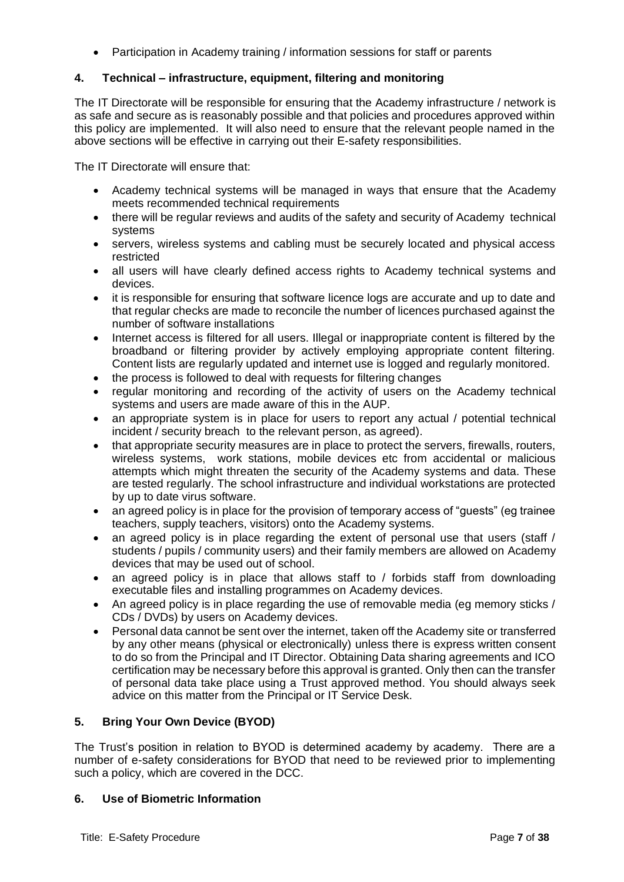- Participation in Academy training / information sessions for staff or parents

## 4. Technical – infrastructure, equipment, filtering and monitoring

The IT Directorate will be responsible for ensuring that the Academy infrastructure / network is as safe and secure as is reasonably possible and that policies and procedures approved within this policy are implemented. It will also need to ensure that the relevant people named in the above sections will be effective in carrying out their E-safety responsibilities.

The IT Directorate will ensure that:

- Academy technical systems will be managed in ways that ensure that the Academy meets recommended technical requirements
- there will be regular reviews and audits of the safety and security of Academy technical systems
- servers, wireless systems and cabling must be securely located and physical access restricted
- all users will have clearly defined access rights to Academy technical systems and devices.
- it is responsible for ensuring that software licence logs are accurate and up to date and that regular checks are made to reconcile the number of licences purchased against the number of software installations
- Internet access is filtered for all users. Illegal or inappropriate content is filtered by the broadband or filtering provider by actively employing appropriate content filtering. Content lists are regularly updated and internet use is logged and regularly monitored.
- the process is followed to deal with requests for filtering changes
- regular monitoring and recording of the activity of users on the Academy technical systems and users are made aware of this in the AUP.
- an appropriate system is in place for users to report any actual / potential technical incident / security breach to the relevant person, as agreed).
- that appropriate security measures are in place to protect the servers, firewalls, routers, wireless systems, work stations, mobile devices etc from accidental or malicious attempts which might threaten the security of the Academy systems and data. These are tested regularly. The school infrastructure and individual workstations are protected by up to date virus software.
- an agreed policy is in place for the provision of temporary access of "guests" (eg trainee teachers, supply teachers, visitors) onto the Academy systems.
- an agreed policy is in place regarding the extent of personal use that users (staff / students / pupils / community users) and their family members are allowed on Academy devices that may be used out of school.
- an agreed policy is in place that allows staff to / forbids staff from downloading executable files and installing programmes on Academy devices.
- An agreed policy is in place regarding the use of removable media (eg memory sticks / CDs / DVDs) by users on Academy devices.
- Personal data cannot be sent over the internet, taken off the Academy site or transferred by any other means (physical or electronically) unless there is express written consent to do so from the Principal and IT Director. Obtaining Data sharing agreements and ICO certification may be necessary before this approval is granted. Only then can the transfer of personal data take place using a Trust approved method. You should always seek advice on this matter from the Principal or IT Service Desk.

## 5. Bring Your Own Device (BYOD)

The Trust's position in relation to BYOD is determined academy by academy. There are a number of e-safety considerations for BYOD that need to be reviewed prior to implementing such a policy, which are covered in the DCC.

## 6. Use of Biometric Information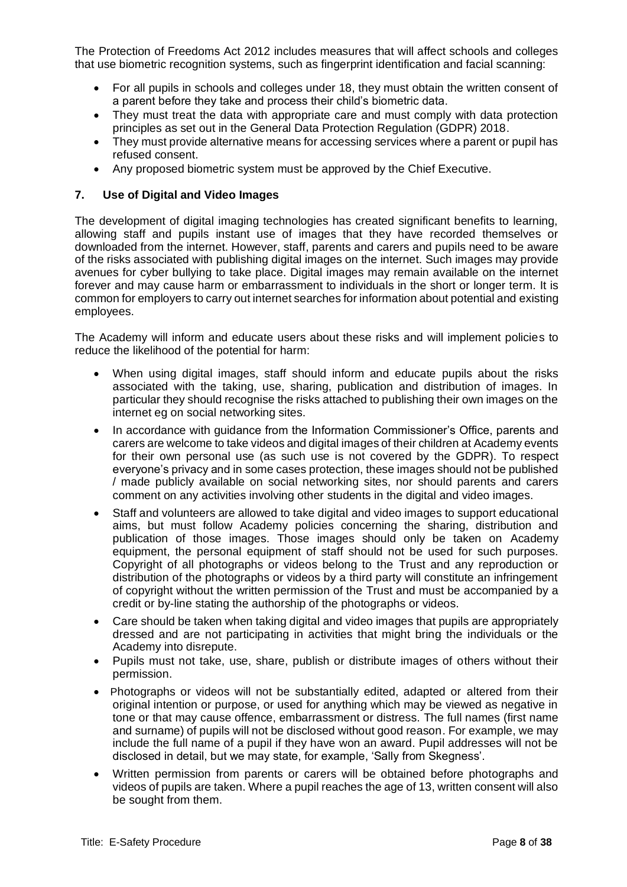The Protection of Freedoms Act 2012 includes measures that will affect schools and colleges that use biometric recognition systems, such as fingerprint identification and facial scanning:

- For all pupils in schools and colleges under 18, they must obtain the written consent of a parent before they take and process their child's biometric data.
- They must treat the data with appropriate care and must comply with data protection principles as set out in the General Data Protection Regulation (GDPR) 2018.
- They must provide alternative means for accessing services where a parent or pupil has refused consent.
- Any proposed biometric system must be approved by the Chief Executive.

## 7. Use of Digital and Video Images

The development of digital imaging technologies has created significant benefits to learning, allowing staff and pupils instant use of images that they have recorded themselves or downloaded from the internet. However, staff, parents and carers and pupils need to be aware of the risks associated with publishing digital images on the internet. Such images may provide avenues for cyber bullying to take place. Digital images may remain available on the internet forever and may cause harm or embarrassment to individuals in the short or longer term. It is common for employers to carry out internet searches for information about potential and existing employees.

The Academy will inform and educate users about these risks and will implement policies to reduce the likelihood of the potential for harm:

- When using digital images, staff should inform and educate pupils about the risks associated with the taking, use, sharing, publication and distribution of images. In particular they should recognise the risks attached to publishing their own images on the internet eg on social networking sites.
- In accordance with guidance from the Information Commissioner's Office, parents and carers are welcome to take videos and digital images of their children at Academy events for their own personal use (as such use is not covered by the GDPR). To respect everyone's privacy and in some cases protection, these images should not be published / made publicly available on social networking sites, nor should parents and carers comment on any activities involving other students in the digital and video images.
- Staff and volunteers are allowed to take digital and video images to support educational aims, but must follow Academy policies concerning the sharing, distribution and publication of those images. Those images should only be taken on Academy equipment, the personal equipment of staff should not be used for such purposes. Copyright of all photographs or videos belong to the Trust and any reproduction or distribution of the photographs or videos by a third party will constitute an infringement of copyright without the written permission of the Trust and must be accompanied by a credit or by-line stating the authorship of the photographs or videos.
- Care should be taken when taking digital and video images that pupils are appropriately dressed and are not participating in activities that might bring the individuals or the Academy into disrepute.
- Pupils must not take, use, share, publish or distribute images of others without their permission.
- Photographs or videos will not be substantially edited, adapted or altered from their original intention or purpose, or used for anything which may be viewed as negative in tone or that may cause offence, embarrassment or distress. The full names (first name and surname) of pupils will not be disclosed without good reason. For example, we may include the full name of a pupil if they have won an award. Pupil addresses will not be disclosed in detail, but we may state, for example, 'Sally from Skegness'.
- Written permission from parents or carers will be obtained before photographs and videos of pupils are taken. Where a pupil reaches the age of 13, written consent will also be sought from them.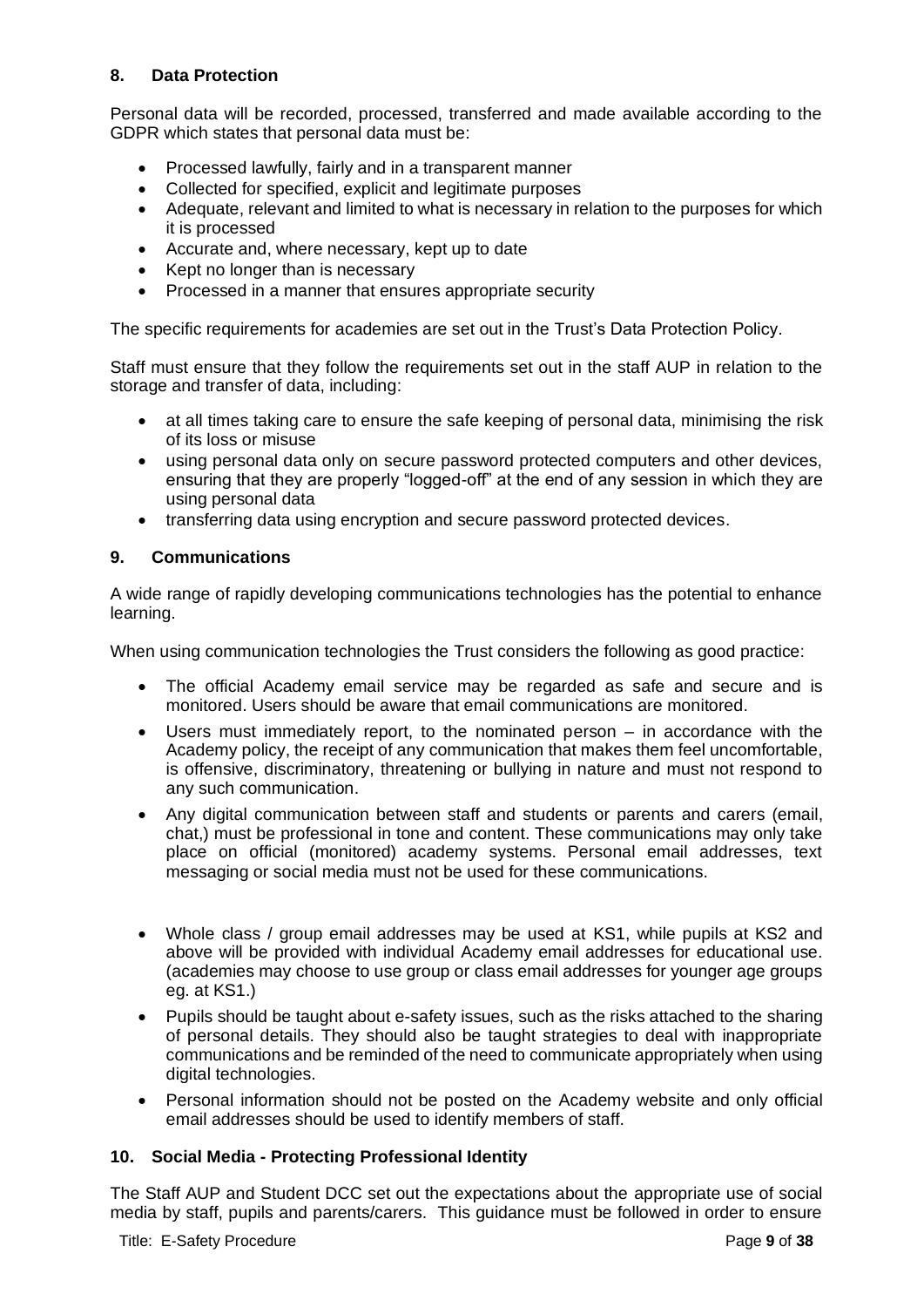## 8. Data Protection

Personal data will be recorded, processed, transferred and made available according to the GDPR which states that personal data must be:

- Processed lawfully, fairly and in a transparent manner
- Collected for specified, explicit and legitimate purposes
- Adequate, relevant and limited to what is necessary in relation to the purposes for which it is processed
- Accurate and, where necessary, kept up to date
- Kept no longer than is necessary
- Processed in a manner that ensures appropriate security

The specific requirements for academies are set out in the Trust's Data Protection Policy.

Staff must ensure that they follow the requirements set out in the staff AUP in relation to the storage and transfer of data, including:

- at all times taking care to ensure the safe keeping of personal data, minimising the risk of its loss or misuse
- using personal data only on secure password protected computers and other devices, ensuring that they are properly "logged-off" at the end of any session in which they are using personal data
- transferring data using encryption and secure password protected devices.

## 9. Communications

A wide range of rapidly developing communications technologies has the potential to enhance learning.

When using communication technologies the Trust considers the following as good practice:

- The official Academy email service may be regarded as safe and secure and is monitored. Users should be aware that email communications are monitored.
- Users must immediately report, to the nominated person – in accordance with the Academy policy, the receipt of any communication that makes them feel uncomfortable, is offensive, discriminatory, threatening or bullying in nature and must not respond to any such communication.
- Any digital communication between staff and students or parents and carers (email, chat,) must be professional in tone and content. These communications may only take place on official (monitored) academy systems. Personal email addresses, text messaging or social media must not be used for these communications.
- Whole class / group email addresses may be used at KS1, while pupils at KS2 and above will be provided with individual Academy email addresses for educational use. (academies may choose to use group or class email addresses for younger age groups eg. at KS1.)
- Pupils should be taught about e-safety issues, such as the risks attached to the sharing of personal details. They should also be taught strategies to deal with inappropriate communications and be reminded of the need to communicate appropriately when using digital technologies.
- Personal information should not be posted on the Academy website and only official email addresses should be used to identify members of staff.

## 10. Social Media - Protecting Professional Identity

The Staff AUP and Student DCC set out the expectations about the appropriate use of social media by staff, pupils and parents/carers. This guidance must be followed in order to ensure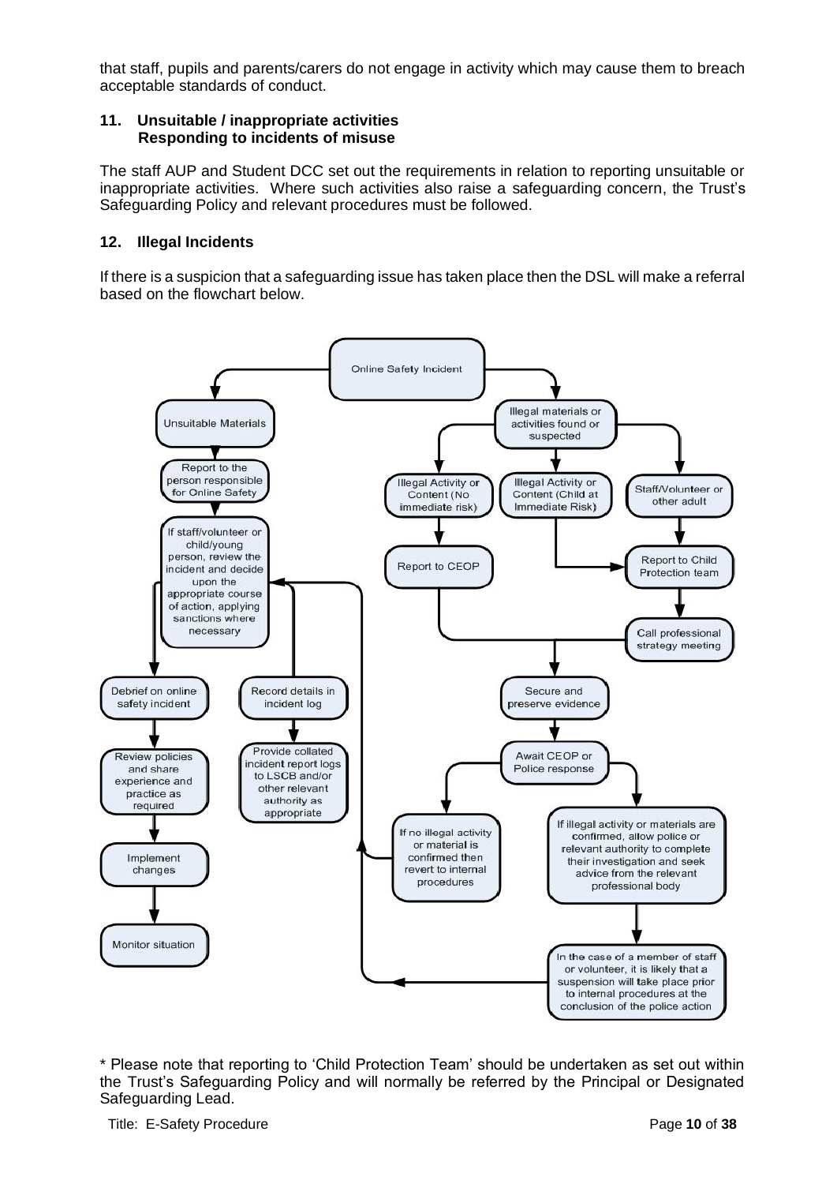that staff, pupils and parents/carers do not engage in activity which may cause them to breach acceptable standards of conduct.

## 11. Unsuitable / inappropriate activities
### Responding to incidents of misuse

The staff AUP and Student DCC set out the requirements in relation to reporting unsuitable or inappropriate activities. Where such activities also raise a safeguarding concern, the Trust's Safeguarding Policy and relevant procedures must be followed.

## 12. Illegal Incidents

If there is a suspicion that a safeguarding issue has taken place then the DSL will make a referral based on the flowchart below.

Online Safety Incident

- Unsuitable Materials
  - Report to the person responsible for Online Safety
  - If staff/volunteer or child/young person, review the incident and decide upon the appropriate course of action, applying sanctions where necessary
    - Debrief on online safety incident → Review policies and share experience and practice as required → Implement changes → Monitor situation
    - Record details in incident log → Provide collated incident report logs to LSCB and/or other relevant authority as appropriate
- Illegal materials or activities found or suspected
  - Illegal Activity or Content (No immediate risk) → Report to CEOP
  - Illegal Activity or Content (Child at Immediate Risk) → Report to Child Protection team
  - Staff/Volunteer or other adult → Report to Child Protection team → Call professional strategy meeting
  - Secure and preserve evidence
  - Await CEOP or Police response
    - If no illegal activity or material is confirmed then revert to internal procedures
    - If illegal activity or materials are confirmed, allow police or relevant authority to complete their investigation and seek advice from the relevant professional body
      - In the case of a member of staff or volunteer, it is likely that a suspension will take place prior to internal procedures at the conclusion of the police action

\* Please note that reporting to 'Child Protection Team' should be undertaken as set out within the Trust's Safeguarding Policy and will normally be referred by the Principal or Designated Safeguarding Lead.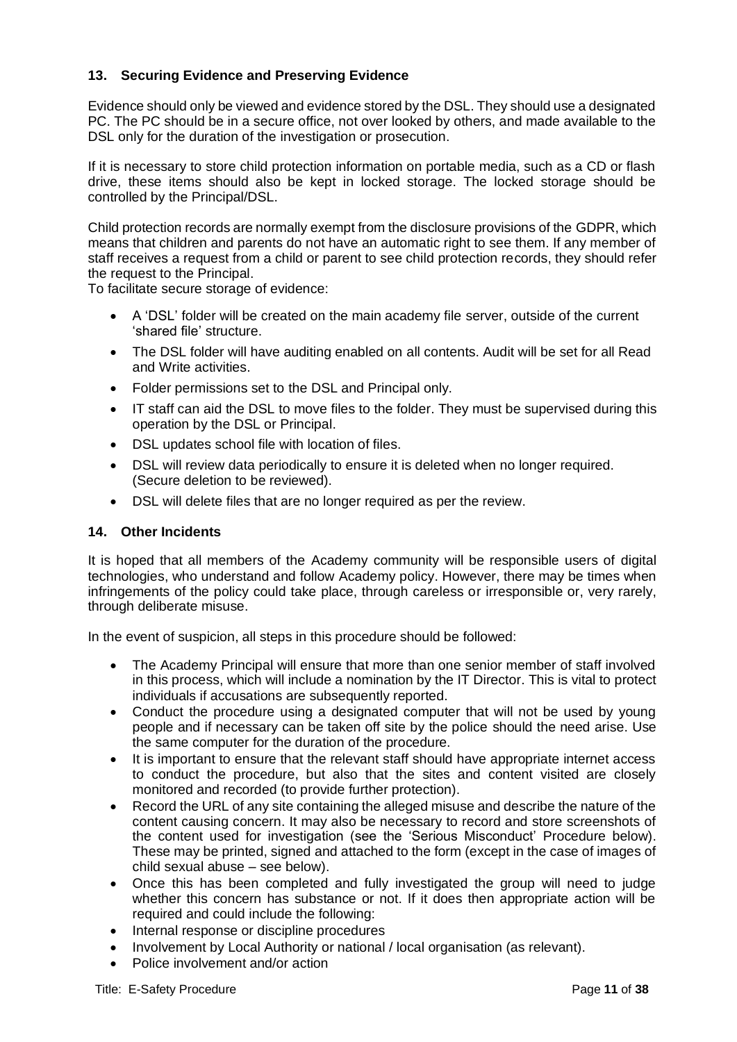### 13. Securing Evidence and Preserving Evidence

Evidence should only be viewed and evidence stored by the DSL. They should use a designated PC. The PC should be in a secure office, not over looked by others, and made available to the DSL only for the duration of the investigation or prosecution.

If it is necessary to store child protection information on portable media, such as a CD or flash drive, these items should also be kept in locked storage. The locked storage should be controlled by the Principal/DSL.

Child protection records are normally exempt from the disclosure provisions of the GDPR, which means that children and parents do not have an automatic right to see them. If any member of staff receives a request from a child or parent to see child protection records, they should refer the request to the Principal.

To facilitate secure storage of evidence:

- A 'DSL' folder will be created on the main academy file server, outside of the current 'shared file' structure.
- The DSL folder will have auditing enabled on all contents. Audit will be set for all Read and Write activities.
- Folder permissions set to the DSL and Principal only.
- IT staff can aid the DSL to move files to the folder. They must be supervised during this operation by the DSL or Principal.
- DSL updates school file with location of files.
- DSL will review data periodically to ensure it is deleted when no longer required. (Secure deletion to be reviewed).
- DSL will delete files that are no longer required as per the review.

### 14. Other Incidents

It is hoped that all members of the Academy community will be responsible users of digital technologies, who understand and follow Academy policy. However, there may be times when infringements of the policy could take place, through careless or irresponsible or, very rarely, through deliberate misuse.

In the event of suspicion, all steps in this procedure should be followed:

- The Academy Principal will ensure that more than one senior member of staff involved in this process, which will include a nomination by the IT Director. This is vital to protect individuals if accusations are subsequently reported.
- Conduct the procedure using a designated computer that will not be used by young people and if necessary can be taken off site by the police should the need arise. Use the same computer for the duration of the procedure.
- It is important to ensure that the relevant staff should have appropriate internet access to conduct the procedure, but also that the sites and content visited are closely monitored and recorded (to provide further protection).
- Record the URL of any site containing the alleged misuse and describe the nature of the content causing concern. It may also be necessary to record and store screenshots of the content used for investigation (see the 'Serious Misconduct' Procedure below). These may be printed, signed and attached to the form (except in the case of images of child sexual abuse – see below).
- Once this has been completed and fully investigated the group will need to judge whether this concern has substance or not. If it does then appropriate action will be required and could include the following:
- Internal response or discipline procedures
- Involvement by Local Authority or national / local organisation (as relevant).
- Police involvement and/or action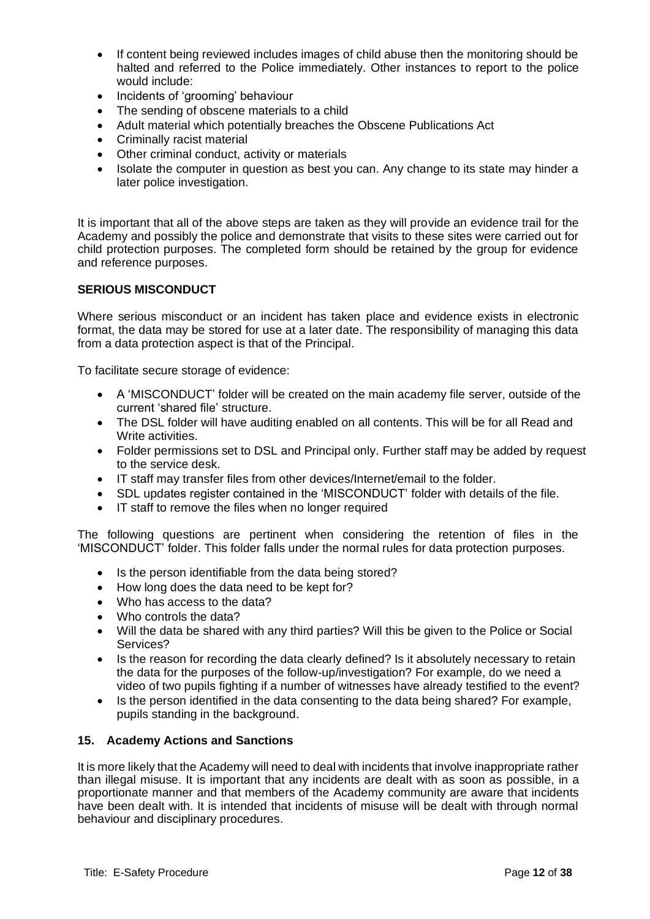- If content being reviewed includes images of child abuse then the monitoring should be halted and referred to the Police immediately. Other instances to report to the police would include:
- Incidents of 'grooming' behaviour
- The sending of obscene materials to a child
- Adult material which potentially breaches the Obscene Publications Act
- Criminally racist material
- Other criminal conduct, activity or materials
- Isolate the computer in question as best you can. Any change to its state may hinder a later police investigation.

It is important that all of the above steps are taken as they will provide an evidence trail for the Academy and possibly the police and demonstrate that visits to these sites were carried out for child protection purposes. The completed form should be retained by the group for evidence and reference purposes.

**SERIOUS MISCONDUCT**

Where serious misconduct or an incident has taken place and evidence exists in electronic format, the data may be stored for use at a later date. The responsibility of managing this data from a data protection aspect is that of the Principal.

To facilitate secure storage of evidence:

- A 'MISCONDUCT' folder will be created on the main academy file server, outside of the current 'shared file' structure.
- The DSL folder will have auditing enabled on all contents. This will be for all Read and Write activities.
- Folder permissions set to DSL and Principal only. Further staff may be added by request to the service desk.
- IT staff may transfer files from other devices/Internet/email to the folder.
- SDL updates register contained in the 'MISCONDUCT' folder with details of the file.
- IT staff to remove the files when no longer required

The following questions are pertinent when considering the retention of files in the 'MISCONDUCT' folder. This folder falls under the normal rules for data protection purposes.

- Is the person identifiable from the data being stored?
- How long does the data need to be kept for?
- Who has access to the data?
- Who controls the data?
- Will the data be shared with any third parties? Will this be given to the Police or Social Services?
- Is the reason for recording the data clearly defined? Is it absolutely necessary to retain the data for the purposes of the follow-up/investigation? For example, do we need a video of two pupils fighting if a number of witnesses have already testified to the event?
- Is the person identified in the data consenting to the data being shared? For example, pupils standing in the background.

### 15. Academy Actions and Sanctions

It is more likely that the Academy will need to deal with incidents that involve inappropriate rather than illegal misuse. It is important that any incidents are dealt with as soon as possible, in a proportionate manner and that members of the Academy community are aware that incidents have been dealt with. It is intended that incidents of misuse will be dealt with through normal behaviour and disciplinary procedures.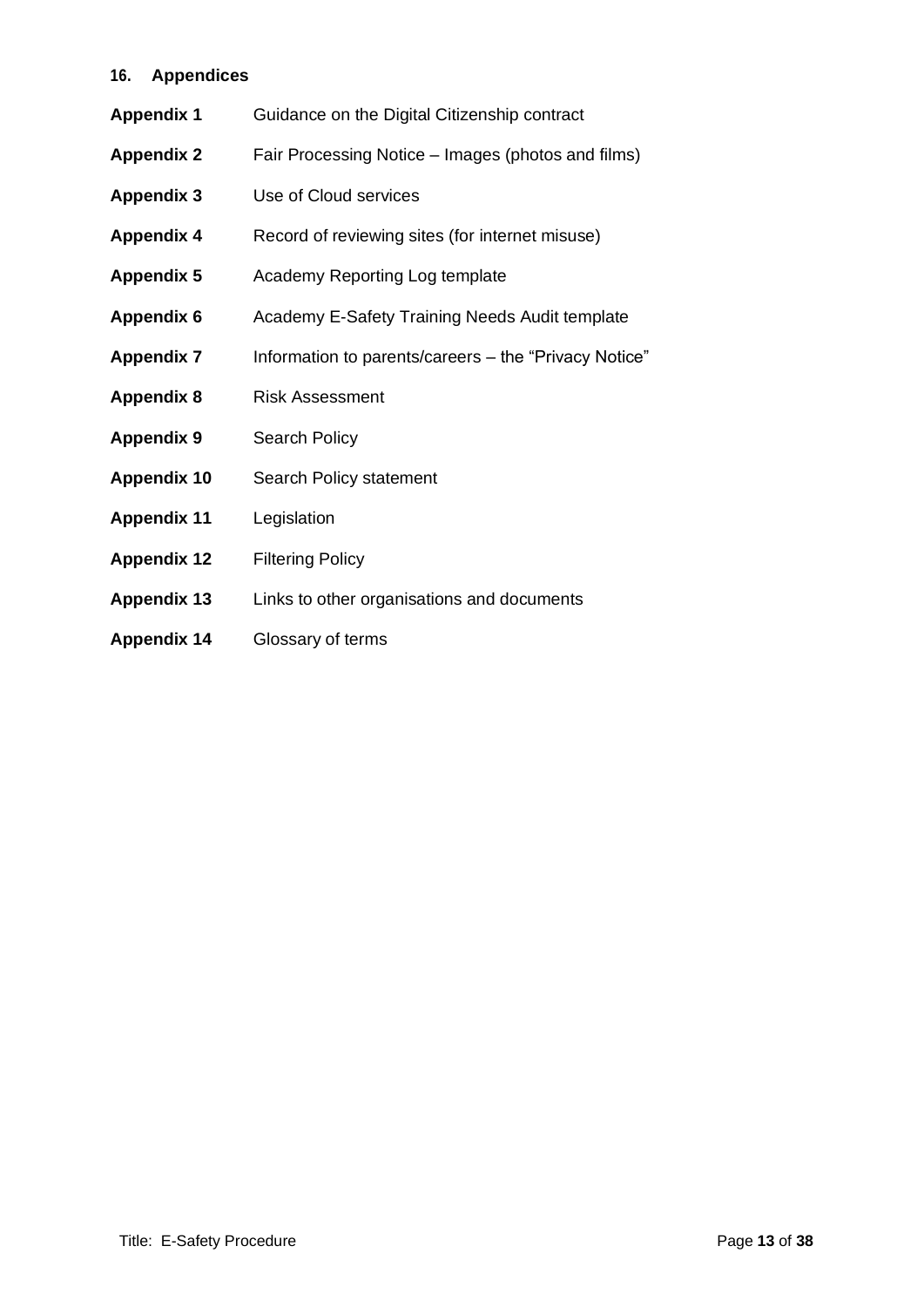## 16. Appendices

| | |
|---|---|
| **Appendix 1** | Guidance on the Digital Citizenship contract |
| **Appendix 2** | Fair Processing Notice – Images (photos and films) |
| **Appendix 3** | Use of Cloud services |
| **Appendix 4** | Record of reviewing sites (for internet misuse) |
| **Appendix 5** | Academy Reporting Log template |
| **Appendix 6** | Academy E-Safety Training Needs Audit template |
| **Appendix 7** | Information to parents/careers – the "Privacy Notice" |
| **Appendix 8** | Risk Assessment |
| **Appendix 9** | Search Policy |
| **Appendix 10** | Search Policy statement |
| **Appendix 11** | Legislation |
| **Appendix 12** | Filtering Policy |
| **Appendix 13** | Links to other organisations and documents |
| **Appendix 14** | Glossary of terms |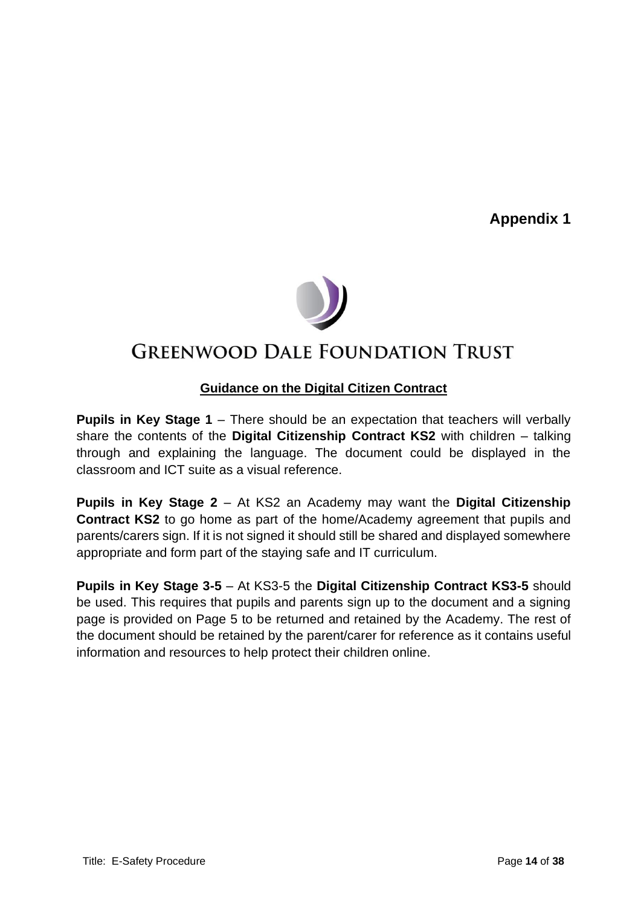**Appendix 1**

GREENWOOD DALE FOUNDATION TRUST

## Guidance on the Digital Citizen Contract

**Pupils in Key Stage 1** – There should be an expectation that teachers will verbally share the contents of the **Digital Citizenship Contract KS2** with children – talking through and explaining the language. The document could be displayed in the classroom and ICT suite as a visual reference.

**Pupils in Key Stage 2** – At KS2 an Academy may want the **Digital Citizenship Contract KS2** to go home as part of the home/Academy agreement that pupils and parents/carers sign. If it is not signed it should still be shared and displayed somewhere appropriate and form part of the staying safe and IT curriculum.

**Pupils in Key Stage 3-5** – At KS3-5 the **Digital Citizenship Contract KS3-5** should be used. This requires that pupils and parents sign up to the document and a signing page is provided on Page 5 to be returned and retained by the Academy. The rest of the document should be retained by the parent/carer for reference as it contains useful information and resources to help protect their children online.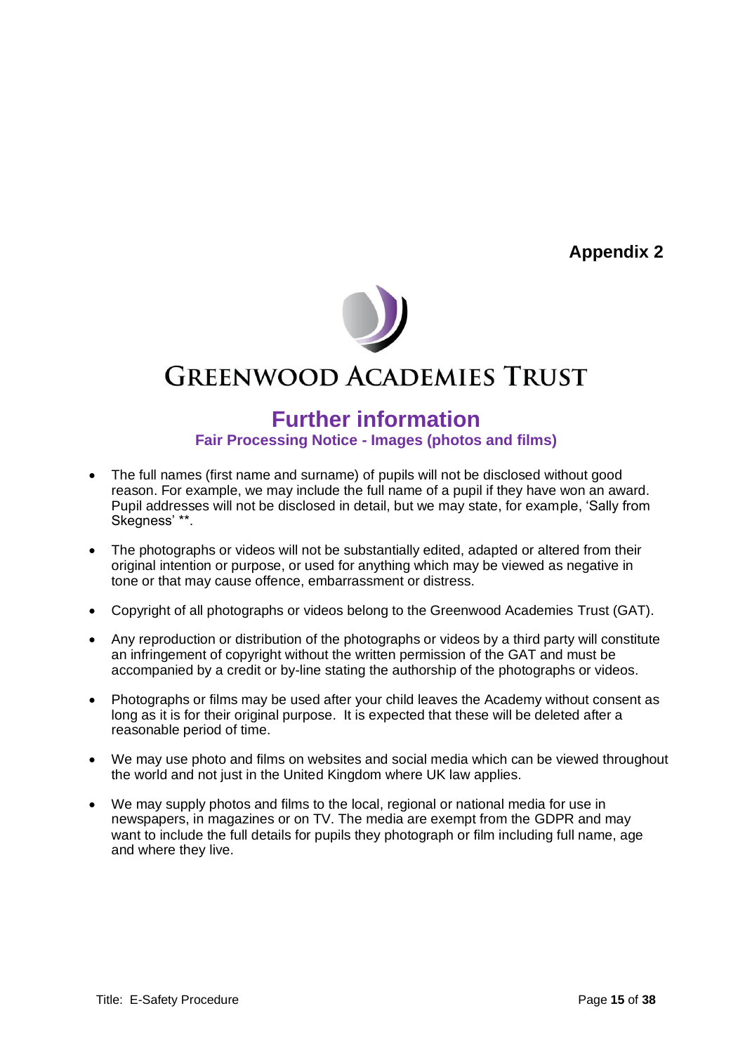**Appendix 2**

GREENWOOD ACADEMIES TRUST

# Further information

## Fair Processing Notice - Images (photos and films)

- The full names (first name and surname) of pupils will not be disclosed without good reason. For example, we may include the full name of a pupil if they have won an award. Pupil addresses will not be disclosed in detail, but we may state, for example, 'Sally from Skegness' **.
- The photographs or videos will not be substantially edited, adapted or altered from their original intention or purpose, or used for anything which may be viewed as negative in tone or that may cause offence, embarrassment or distress.
- Copyright of all photographs or videos belong to the Greenwood Academies Trust (GAT).
- Any reproduction or distribution of the photographs or videos by a third party will constitute an infringement of copyright without the written permission of the GAT and must be accompanied by a credit or by-line stating the authorship of the photographs or videos.
- Photographs or films may be used after your child leaves the Academy without consent as long as it is for their original purpose. It is expected that these will be deleted after a reasonable period of time.
- We may use photo and films on websites and social media which can be viewed throughout the world and not just in the United Kingdom where UK law applies.
- We may supply photos and films to the local, regional or national media for use in newspapers, in magazines or on TV. The media are exempt from the GDPR and may want to include the full details for pupils they photograph or film including full name, age and where they live.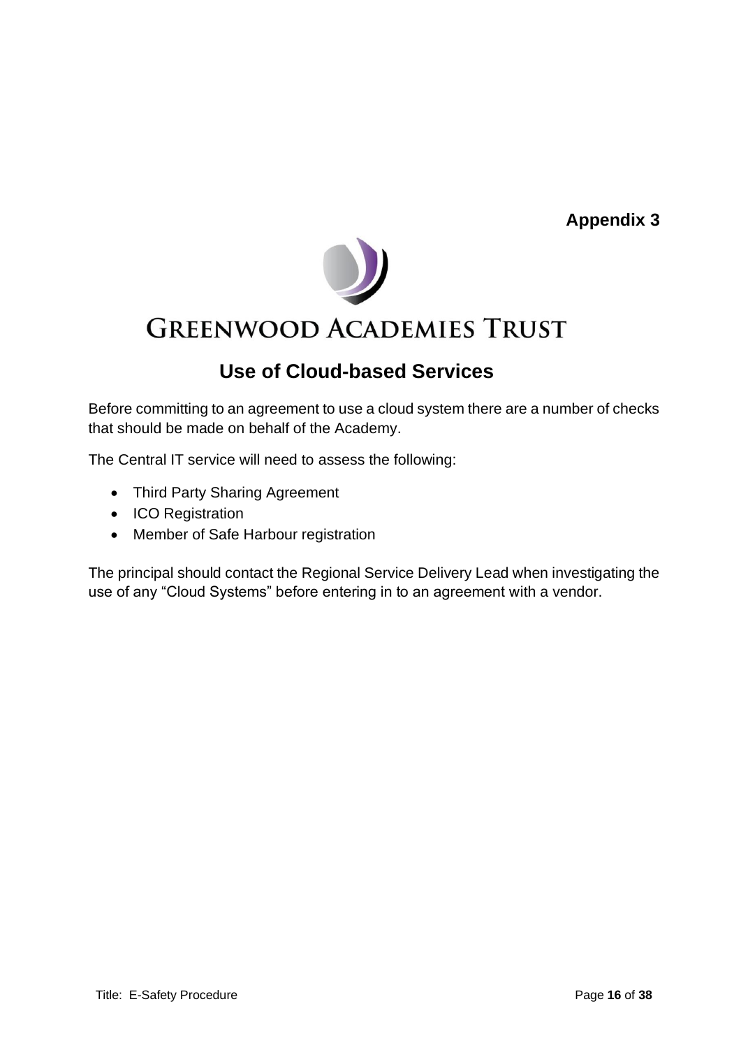**Appendix 3**

# GREENWOOD ACADEMIES TRUST

## Use of Cloud-based Services

Before committing to an agreement to use a cloud system there are a number of checks that should be made on behalf of the Academy.

The Central IT service will need to assess the following:

- Third Party Sharing Agreement
- ICO Registration
- Member of Safe Harbour registration

The principal should contact the Regional Service Delivery Lead when investigating the use of any "Cloud Systems" before entering in to an agreement with a vendor.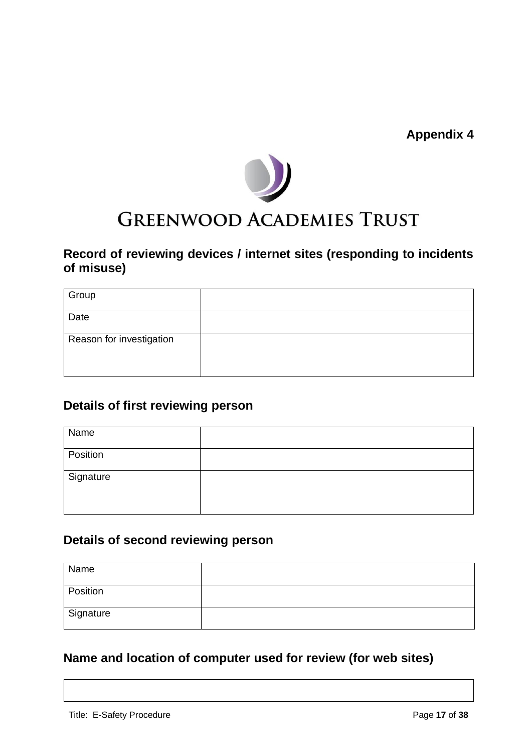**Appendix 4**

GREENWOOD ACADEMIES TRUST

## Record of reviewing devices / internet sites (responding to incidents of misuse)

| | |
|---|---|
| Group | |
| Date | |
| Reason for investigation | |

## Details of first reviewing person

| | |
|---|---|
| Name | |
| Position | |
| Signature | |

## Details of second reviewing person

| | |
|---|---|
| Name | |
| Position | |
| Signature | |

## Name and location of computer used for review (for web sites)

| |
|---|
| |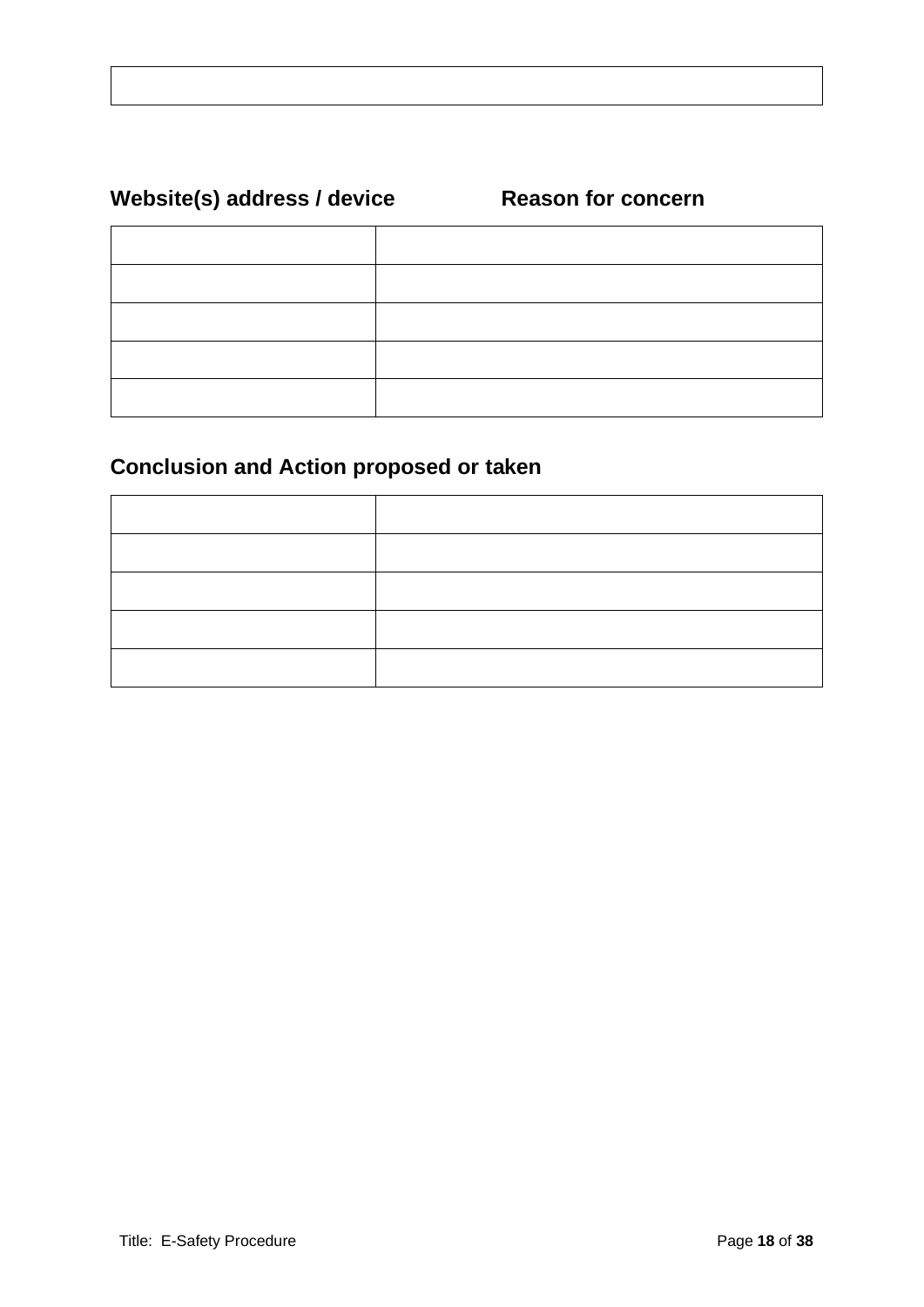| |
|---|
| |

**Website(s) address / device** | **Reason for concern**

| Website(s) address / device | Reason for concern |
|---|---|
| | |
| | |
| | |
| | |
| | |

**Conclusion and Action proposed or taken**

| | |
|---|---|
| | |
| | |
| | |
| | |
| | |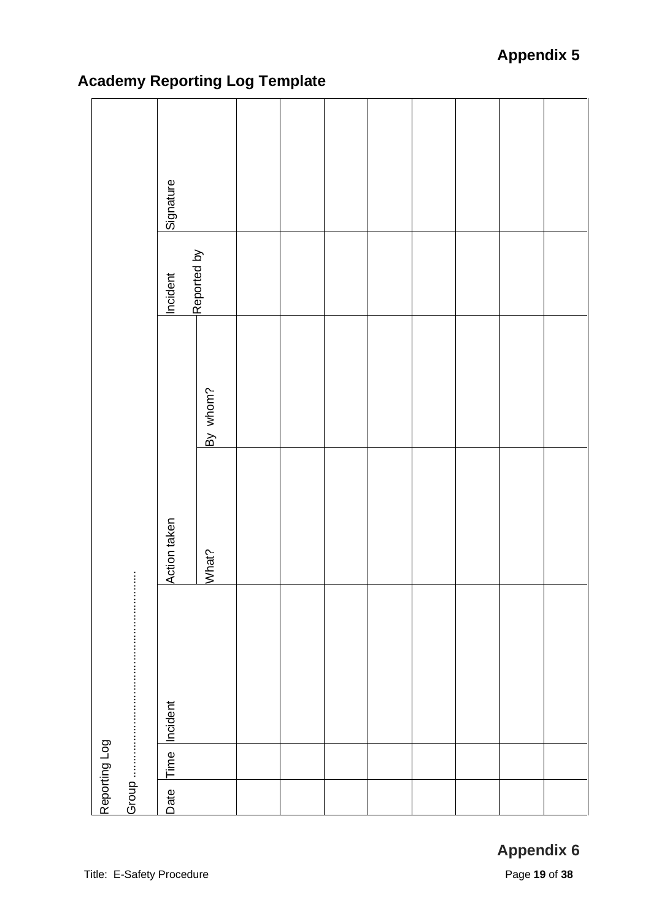**Appendix 5**

## Academy Reporting Log Template

Reporting Log

Group ……………………………………………

| Date | Time | Incident | Action taken | | Incident Reported by | Signature |
|---|---|---|---|---|---|---|
| | | | What? | By whom? | | |
| | | | | | | |
| | | | | | | |
| | | | | | | |
| | | | | | | |
| | | | | | | |
| | | | | | | |
| | | | | | | |
| | | | | | | |

**Appendix 6**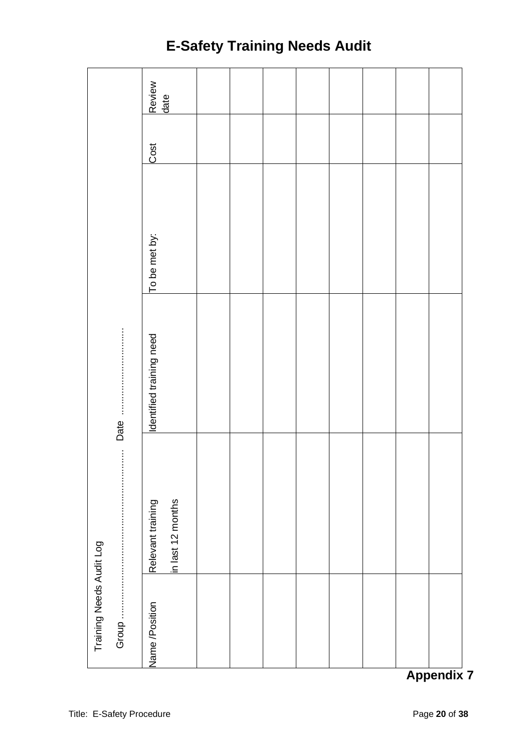# E-Safety Training Needs Audit

Training Needs Audit Log

Group ………………………………………… Date ……………………………

| Name /Position | Relevant training in last 12 months | Identified training need | To be met by: | Cost | Review date |
|---|---|---|---|---|---|
| | | | | | |
| | | | | | |
| | | | | | |
| | | | | | |
| | | | | | |
| | | | | | |
| | | | | | |
| | | | | | |

**Appendix 7**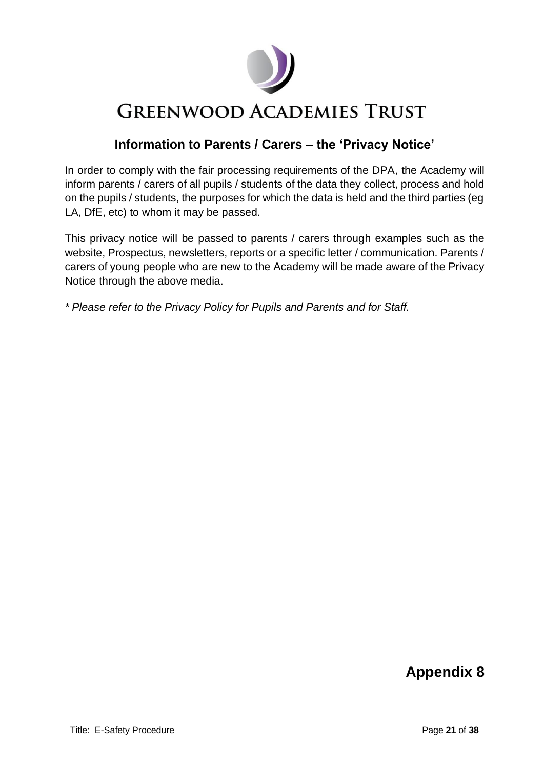# GREENWOOD ACADEMIES TRUST

## Information to Parents / Carers – the 'Privacy Notice'

In order to comply with the fair processing requirements of the DPA, the Academy will inform parents / carers of all pupils / students of the data they collect, process and hold on the pupils / students, the purposes for which the data is held and the third parties (eg LA, DfE, etc) to whom it may be passed.

This privacy notice will be passed to parents / carers through examples such as the website, Prospectus, newsletters, reports or a specific letter / communication. Parents / carers of young people who are new to the Academy will be made aware of the Privacy Notice through the above media.

*\* Please refer to the Privacy Policy for Pupils and Parents and for Staff.*

**Appendix 8**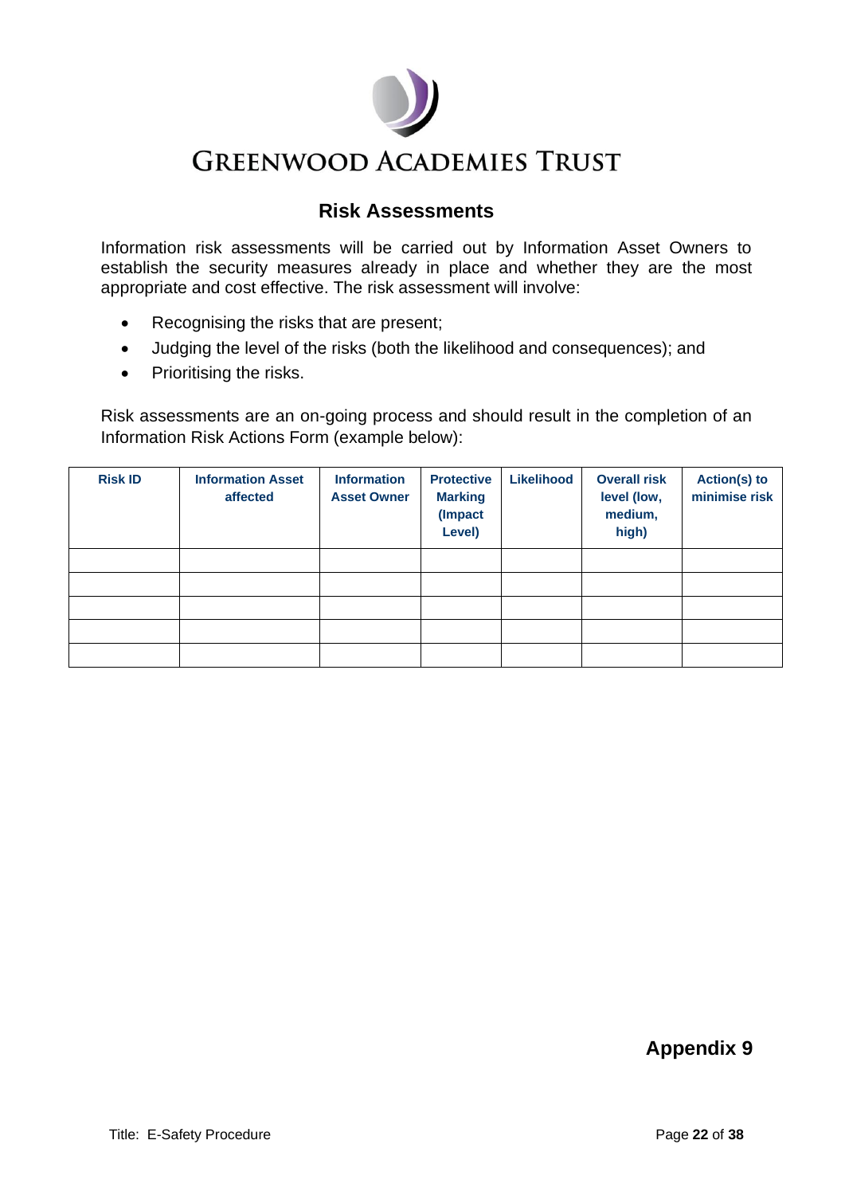# GREENWOOD ACADEMIES TRUST

## Risk Assessments

Information risk assessments will be carried out by Information Asset Owners to establish the security measures already in place and whether they are the most appropriate and cost effective. The risk assessment will involve:

- Recognising the risks that are present;
- Judging the level of the risks (both the likelihood and consequences); and
- Prioritising the risks.

Risk assessments are an on-going process and should result in the completion of an Information Risk Actions Form (example below):

| Risk ID | Information Asset affected | Information Asset Owner | Protective Marking (Impact Level) | Likelihood | Overall risk level (low, medium, high) | Action(s) to minimise risk |
|---|---|---|---|---|---|---|
| | | | | | | |
| | | | | | | |
| | | | | | | |
| | | | | | | |
| | | | | | | |

**Appendix 9**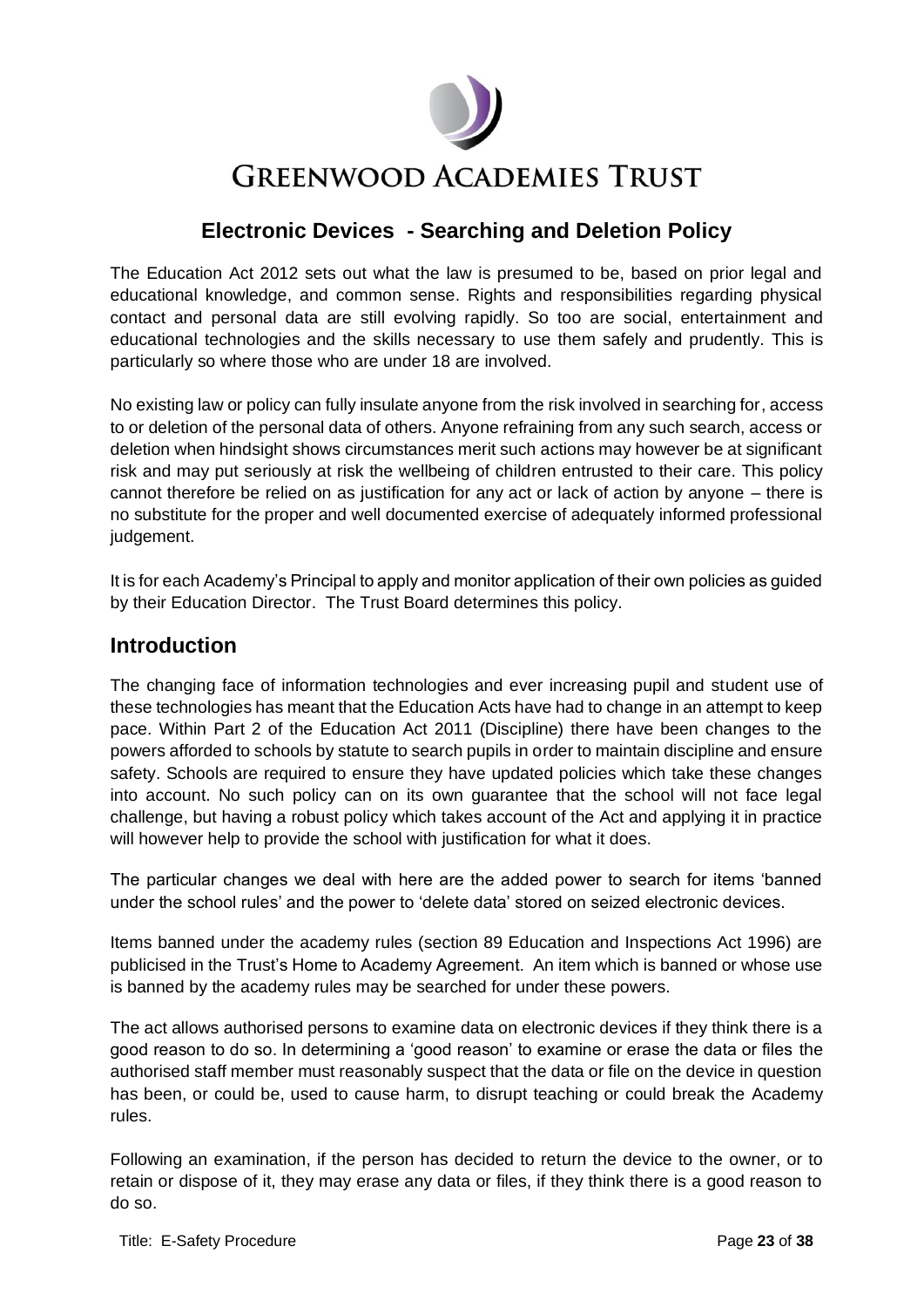# GREENWOOD ACADEMIES TRUST

## Electronic Devices - Searching and Deletion Policy

The Education Act 2012 sets out what the law is presumed to be, based on prior legal and educational knowledge, and common sense. Rights and responsibilities regarding physical contact and personal data are still evolving rapidly. So too are social, entertainment and educational technologies and the skills necessary to use them safely and prudently. This is particularly so where those who are under 18 are involved.

No existing law or policy can fully insulate anyone from the risk involved in searching for, access to or deletion of the personal data of others. Anyone refraining from any such search, access or deletion when hindsight shows circumstances merit such actions may however be at significant risk and may put seriously at risk the wellbeing of children entrusted to their care. This policy cannot therefore be relied on as justification for any act or lack of action by anyone – there is no substitute for the proper and well documented exercise of adequately informed professional judgement.

It is for each Academy's Principal to apply and monitor application of their own policies as guided by their Education Director. The Trust Board determines this policy.

## Introduction

The changing face of information technologies and ever increasing pupil and student use of these technologies has meant that the Education Acts have had to change in an attempt to keep pace. Within Part 2 of the Education Act 2011 (Discipline) there have been changes to the powers afforded to schools by statute to search pupils in order to maintain discipline and ensure safety. Schools are required to ensure they have updated policies which take these changes into account. No such policy can on its own guarantee that the school will not face legal challenge, but having a robust policy which takes account of the Act and applying it in practice will however help to provide the school with justification for what it does.

The particular changes we deal with here are the added power to search for items 'banned under the school rules' and the power to 'delete data' stored on seized electronic devices.

Items banned under the academy rules (section 89 Education and Inspections Act 1996) are publicised in the Trust's Home to Academy Agreement. An item which is banned or whose use is banned by the academy rules may be searched for under these powers.

The act allows authorised persons to examine data on electronic devices if they think there is a good reason to do so. In determining a 'good reason' to examine or erase the data or files the authorised staff member must reasonably suspect that the data or file on the device in question has been, or could be, used to cause harm, to disrupt teaching or could break the Academy rules.

Following an examination, if the person has decided to return the device to the owner, or to retain or dispose of it, they may erase any data or files, if they think there is a good reason to do so.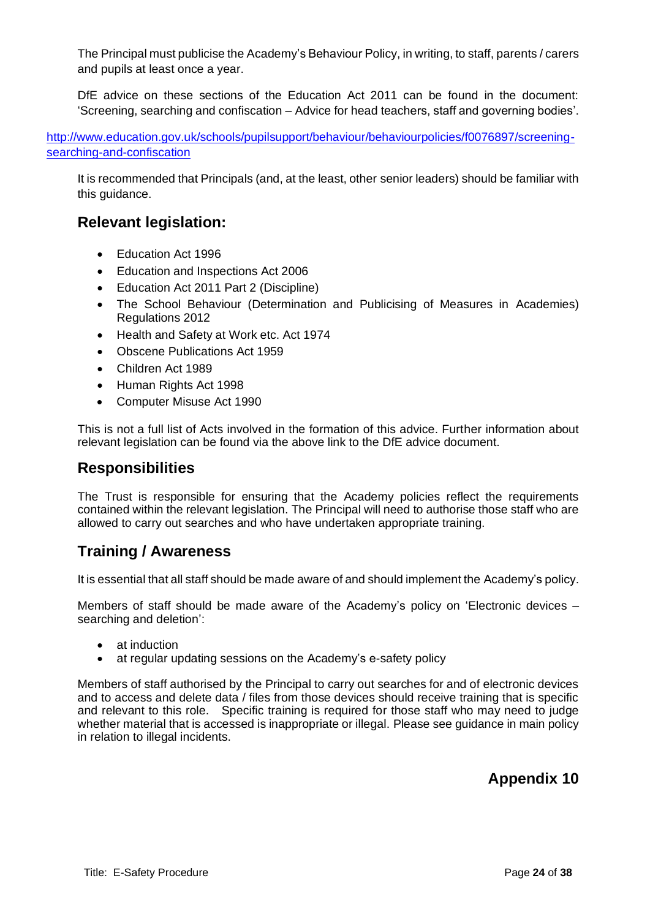The Principal must publicise the Academy's Behaviour Policy, in writing, to staff, parents / carers and pupils at least once a year.

DfE advice on these sections of the Education Act 2011 can be found in the document: 'Screening, searching and confiscation – Advice for head teachers, staff and governing bodies'.

[http://www.education.gov.uk/schools/pupilsupport/behaviour/behaviourpolicies/f0076897/screening-searching-and-confiscation](http://www.education.gov.uk/schools/pupilsupport/behaviour/behaviourpolicies/f0076897/screening-searching-and-confiscation)

It is recommended that Principals (and, at the least, other senior leaders) should be familiar with this guidance.

## Relevant legislation:

- Education Act 1996
- Education and Inspections Act 2006
- Education Act 2011 Part 2 (Discipline)
- The School Behaviour (Determination and Publicising of Measures in Academies) Regulations 2012
- Health and Safety at Work etc. Act 1974
- Obscene Publications Act 1959
- Children Act 1989
- Human Rights Act 1998
- Computer Misuse Act 1990

This is not a full list of Acts involved in the formation of this advice. Further information about relevant legislation can be found via the above link to the DfE advice document.

## Responsibilities

The Trust is responsible for ensuring that the Academy policies reflect the requirements contained within the relevant legislation. The Principal will need to authorise those staff who are allowed to carry out searches and who have undertaken appropriate training.

## Training / Awareness

It is essential that all staff should be made aware of and should implement the Academy's policy.

Members of staff should be made aware of the Academy's policy on 'Electronic devices – searching and deletion':

- at induction
- at regular updating sessions on the Academy's e-safety policy

Members of staff authorised by the Principal to carry out searches for and of electronic devices and to access and delete data / files from those devices should receive training that is specific and relevant to this role. Specific training is required for those staff who may need to judge whether material that is accessed is inappropriate or illegal. Please see guidance in main policy in relation to illegal incidents.

## Appendix 10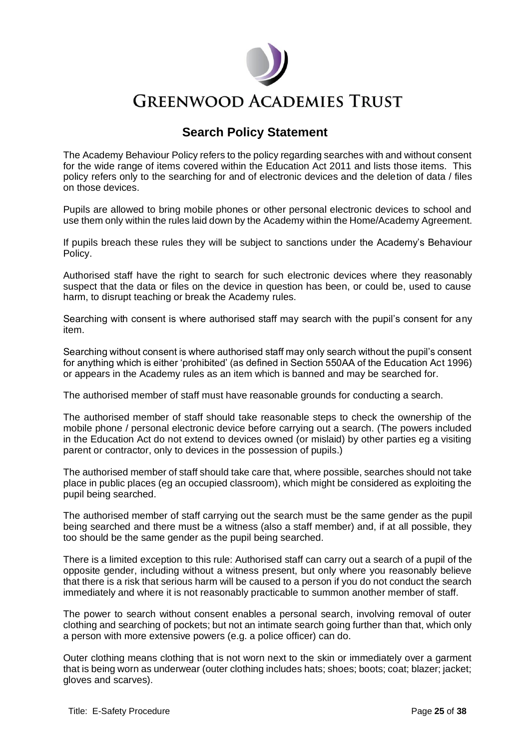# Greenwood Academies Trust

## Search Policy Statement

The Academy Behaviour Policy refers to the policy regarding searches with and without consent for the wide range of items covered within the Education Act 2011 and lists those items. This policy refers only to the searching for and of electronic devices and the deletion of data / files on those devices.

Pupils are allowed to bring mobile phones or other personal electronic devices to school and use them only within the rules laid down by the Academy within the Home/Academy Agreement.

If pupils breach these rules they will be subject to sanctions under the Academy's Behaviour Policy.

Authorised staff have the right to search for such electronic devices where they reasonably suspect that the data or files on the device in question has been, or could be, used to cause harm, to disrupt teaching or break the Academy rules.

Searching with consent is where authorised staff may search with the pupil's consent for any item.

Searching without consent is where authorised staff may only search without the pupil's consent for anything which is either 'prohibited' (as defined in Section 550AA of the Education Act 1996) or appears in the Academy rules as an item which is banned and may be searched for.

The authorised member of staff must have reasonable grounds for conducting a search.

The authorised member of staff should take reasonable steps to check the ownership of the mobile phone / personal electronic device before carrying out a search. (The powers included in the Education Act do not extend to devices owned (or mislaid) by other parties eg a visiting parent or contractor, only to devices in the possession of pupils.)

The authorised member of staff should take care that, where possible, searches should not take place in public places (eg an occupied classroom), which might be considered as exploiting the pupil being searched.

The authorised member of staff carrying out the search must be the same gender as the pupil being searched and there must be a witness (also a staff member) and, if at all possible, they too should be the same gender as the pupil being searched.

There is a limited exception to this rule: Authorised staff can carry out a search of a pupil of the opposite gender, including without a witness present, but only where you reasonably believe that there is a risk that serious harm will be caused to a person if you do not conduct the search immediately and where it is not reasonably practicable to summon another member of staff.

The power to search without consent enables a personal search, involving removal of outer clothing and searching of pockets; but not an intimate search going further than that, which only a person with more extensive powers (e.g. a police officer) can do.

Outer clothing means clothing that is not worn next to the skin or immediately over a garment that is being worn as underwear (outer clothing includes hats; shoes; boots; coat; blazer; jacket; gloves and scarves).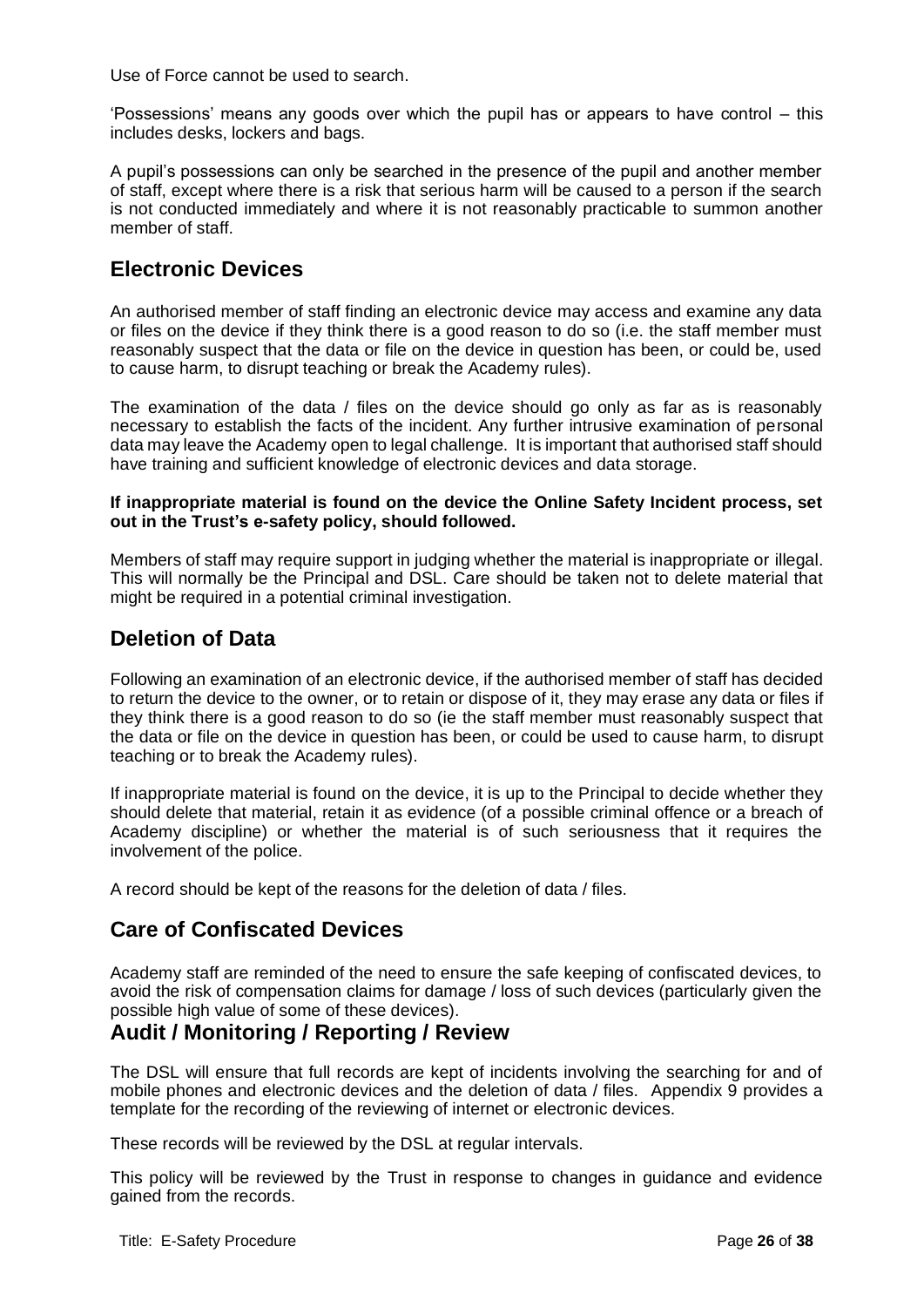Use of Force cannot be used to search.

'Possessions' means any goods over which the pupil has or appears to have control – this includes desks, lockers and bags.

A pupil's possessions can only be searched in the presence of the pupil and another member of staff, except where there is a risk that serious harm will be caused to a person if the search is not conducted immediately and where it is not reasonably practicable to summon another member of staff.

## Electronic Devices

An authorised member of staff finding an electronic device may access and examine any data or files on the device if they think there is a good reason to do so (i.e. the staff member must reasonably suspect that the data or file on the device in question has been, or could be, used to cause harm, to disrupt teaching or break the Academy rules).

The examination of the data / files on the device should go only as far as is reasonably necessary to establish the facts of the incident. Any further intrusive examination of personal data may leave the Academy open to legal challenge. It is important that authorised staff should have training and sufficient knowledge of electronic devices and data storage.

**If inappropriate material is found on the device the Online Safety Incident process, set out in the Trust's e-safety policy, should followed.**

Members of staff may require support in judging whether the material is inappropriate or illegal. This will normally be the Principal and DSL. Care should be taken not to delete material that might be required in a potential criminal investigation.

## Deletion of Data

Following an examination of an electronic device, if the authorised member of staff has decided to return the device to the owner, or to retain or dispose of it, they may erase any data or files if they think there is a good reason to do so (ie the staff member must reasonably suspect that the data or file on the device in question has been, or could be used to cause harm, to disrupt teaching or to break the Academy rules).

If inappropriate material is found on the device, it is up to the Principal to decide whether they should delete that material, retain it as evidence (of a possible criminal offence or a breach of Academy discipline) or whether the material is of such seriousness that it requires the involvement of the police.

A record should be kept of the reasons for the deletion of data / files.

## Care of Confiscated Devices

Academy staff are reminded of the need to ensure the safe keeping of confiscated devices, to avoid the risk of compensation claims for damage / loss of such devices (particularly given the possible high value of some of these devices).

## Audit / Monitoring / Reporting / Review

The DSL will ensure that full records are kept of incidents involving the searching for and of mobile phones and electronic devices and the deletion of data / files. Appendix 9 provides a template for the recording of the reviewing of internet or electronic devices.

These records will be reviewed by the DSL at regular intervals.

This policy will be reviewed by the Trust in response to changes in guidance and evidence gained from the records.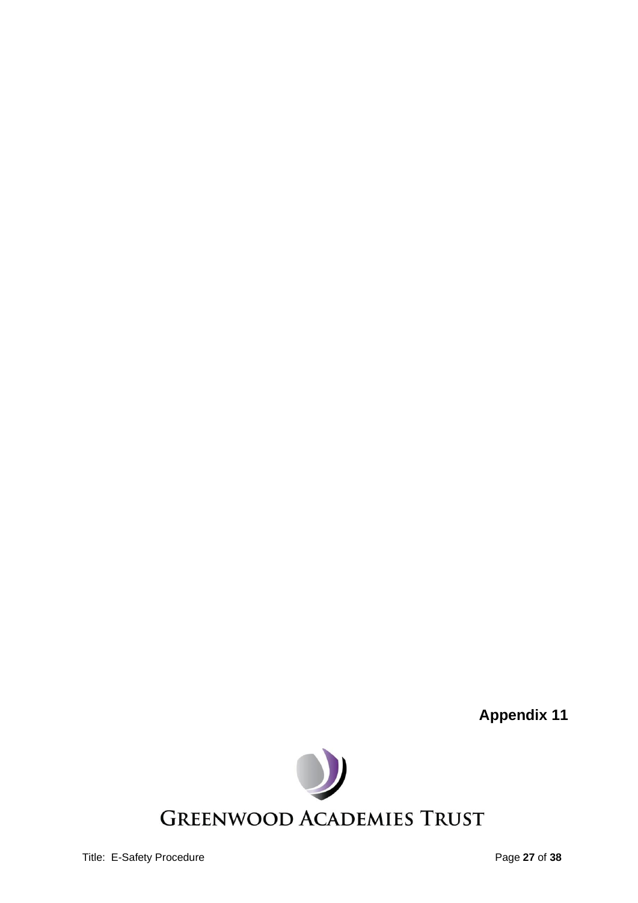**Appendix 11**

GREENWOOD ACADEMIES TRUST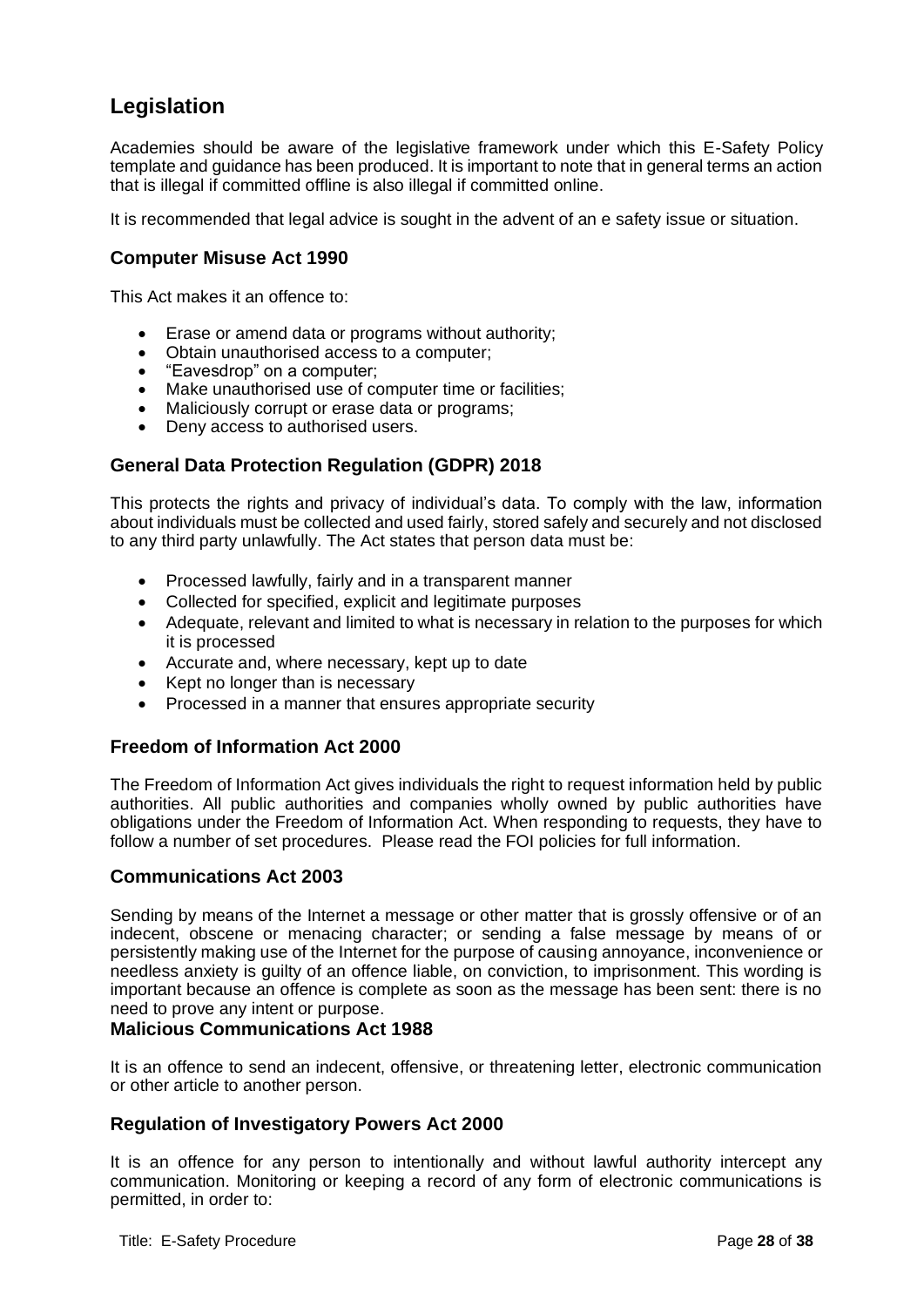## Legislation

Academies should be aware of the legislative framework under which this E-Safety Policy template and guidance has been produced. It is important to note that in general terms an action that is illegal if committed offline is also illegal if committed online.

It is recommended that legal advice is sought in the advent of an e safety issue or situation.

### Computer Misuse Act 1990

This Act makes it an offence to:

- Erase or amend data or programs without authority;
- Obtain unauthorised access to a computer;
- "Eavesdrop" on a computer;
- Make unauthorised use of computer time or facilities;
- Maliciously corrupt or erase data or programs;
- Deny access to authorised users.

### General Data Protection Regulation (GDPR) 2018

This protects the rights and privacy of individual's data. To comply with the law, information about individuals must be collected and used fairly, stored safely and securely and not disclosed to any third party unlawfully. The Act states that person data must be:

- Processed lawfully, fairly and in a transparent manner
- Collected for specified, explicit and legitimate purposes
- Adequate, relevant and limited to what is necessary in relation to the purposes for which it is processed
- Accurate and, where necessary, kept up to date
- Kept no longer than is necessary
- Processed in a manner that ensures appropriate security

### Freedom of Information Act 2000

The Freedom of Information Act gives individuals the right to request information held by public authorities. All public authorities and companies wholly owned by public authorities have obligations under the Freedom of Information Act. When responding to requests, they have to follow a number of set procedures. Please read the FOI policies for full information.

### Communications Act 2003

Sending by means of the Internet a message or other matter that is grossly offensive or of an indecent, obscene or menacing character; or sending a false message by means of or persistently making use of the Internet for the purpose of causing annoyance, inconvenience or needless anxiety is guilty of an offence liable, on conviction, to imprisonment. This wording is important because an offence is complete as soon as the message has been sent: there is no need to prove any intent or purpose.

### Malicious Communications Act 1988

It is an offence to send an indecent, offensive, or threatening letter, electronic communication or other article to another person.

### Regulation of Investigatory Powers Act 2000

It is an offence for any person to intentionally and without lawful authority intercept any communication. Monitoring or keeping a record of any form of electronic communications is permitted, in order to: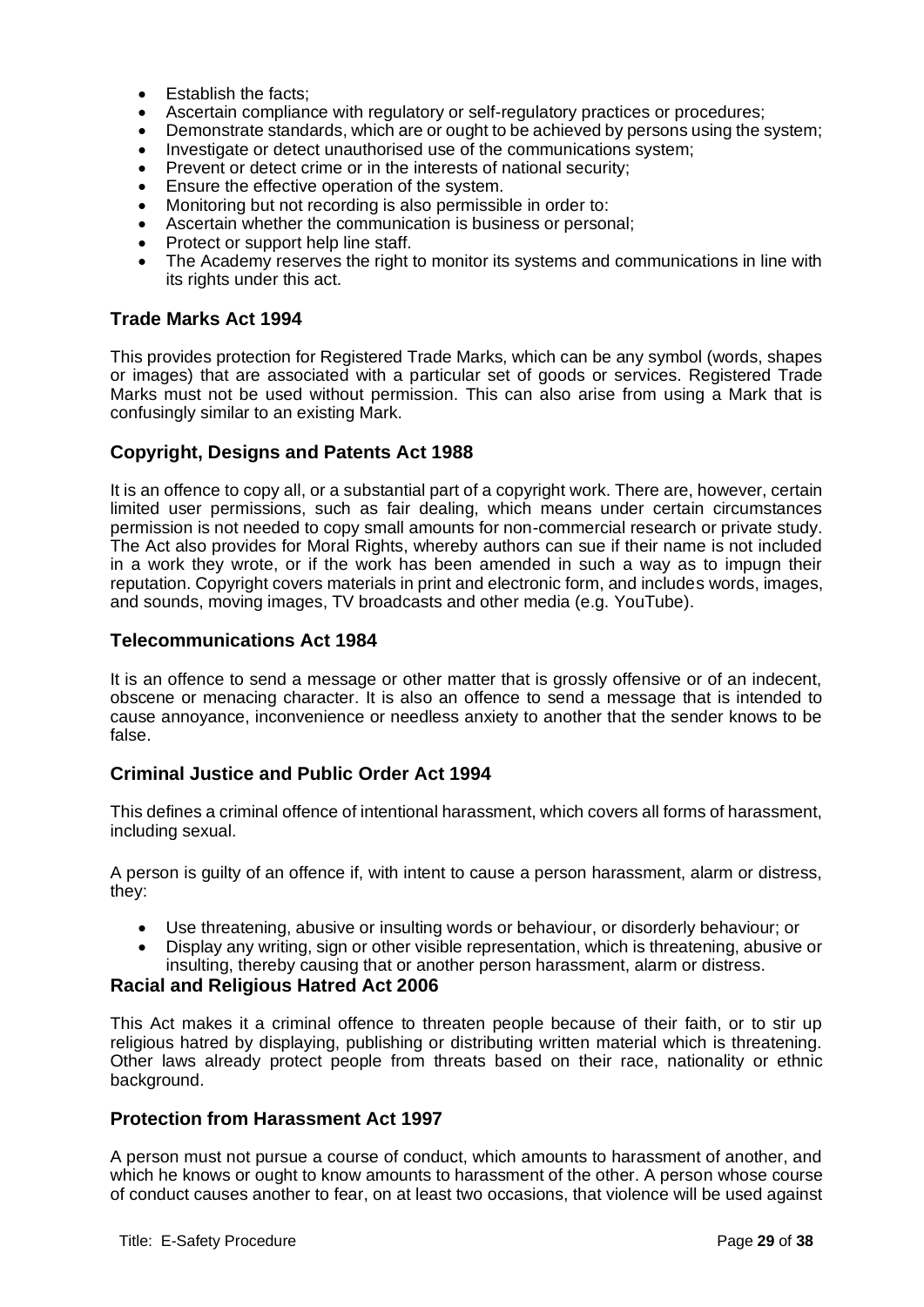- Establish the facts;
- Ascertain compliance with regulatory or self-regulatory practices or procedures;
- Demonstrate standards, which are or ought to be achieved by persons using the system;
- Investigate or detect unauthorised use of the communications system;
- Prevent or detect crime or in the interests of national security;
- Ensure the effective operation of the system.
- Monitoring but not recording is also permissible in order to:
- Ascertain whether the communication is business or personal;
- Protect or support help line staff.
- The Academy reserves the right to monitor its systems and communications in line with its rights under this act.

### Trade Marks Act 1994

This provides protection for Registered Trade Marks, which can be any symbol (words, shapes or images) that are associated with a particular set of goods or services. Registered Trade Marks must not be used without permission. This can also arise from using a Mark that is confusingly similar to an existing Mark.

### Copyright, Designs and Patents Act 1988

It is an offence to copy all, or a substantial part of a copyright work. There are, however, certain limited user permissions, such as fair dealing, which means under certain circumstances permission is not needed to copy small amounts for non-commercial research or private study. The Act also provides for Moral Rights, whereby authors can sue if their name is not included in a work they wrote, or if the work has been amended in such a way as to impugn their reputation. Copyright covers materials in print and electronic form, and includes words, images, and sounds, moving images, TV broadcasts and other media (e.g. YouTube).

### Telecommunications Act 1984

It is an offence to send a message or other matter that is grossly offensive or of an indecent, obscene or menacing character. It is also an offence to send a message that is intended to cause annoyance, inconvenience or needless anxiety to another that the sender knows to be false.

### Criminal Justice and Public Order Act 1994

This defines a criminal offence of intentional harassment, which covers all forms of harassment, including sexual.

A person is guilty of an offence if, with intent to cause a person harassment, alarm or distress, they:

- Use threatening, abusive or insulting words or behaviour, or disorderly behaviour; or
- Display any writing, sign or other visible representation, which is threatening, abusive or insulting, thereby causing that or another person harassment, alarm or distress.

### Racial and Religious Hatred Act 2006

This Act makes it a criminal offence to threaten people because of their faith, or to stir up religious hatred by displaying, publishing or distributing written material which is threatening. Other laws already protect people from threats based on their race, nationality or ethnic background.

### Protection from Harassment Act 1997

A person must not pursue a course of conduct, which amounts to harassment of another, and which he knows or ought to know amounts to harassment of the other. A person whose course of conduct causes another to fear, on at least two occasions, that violence will be used against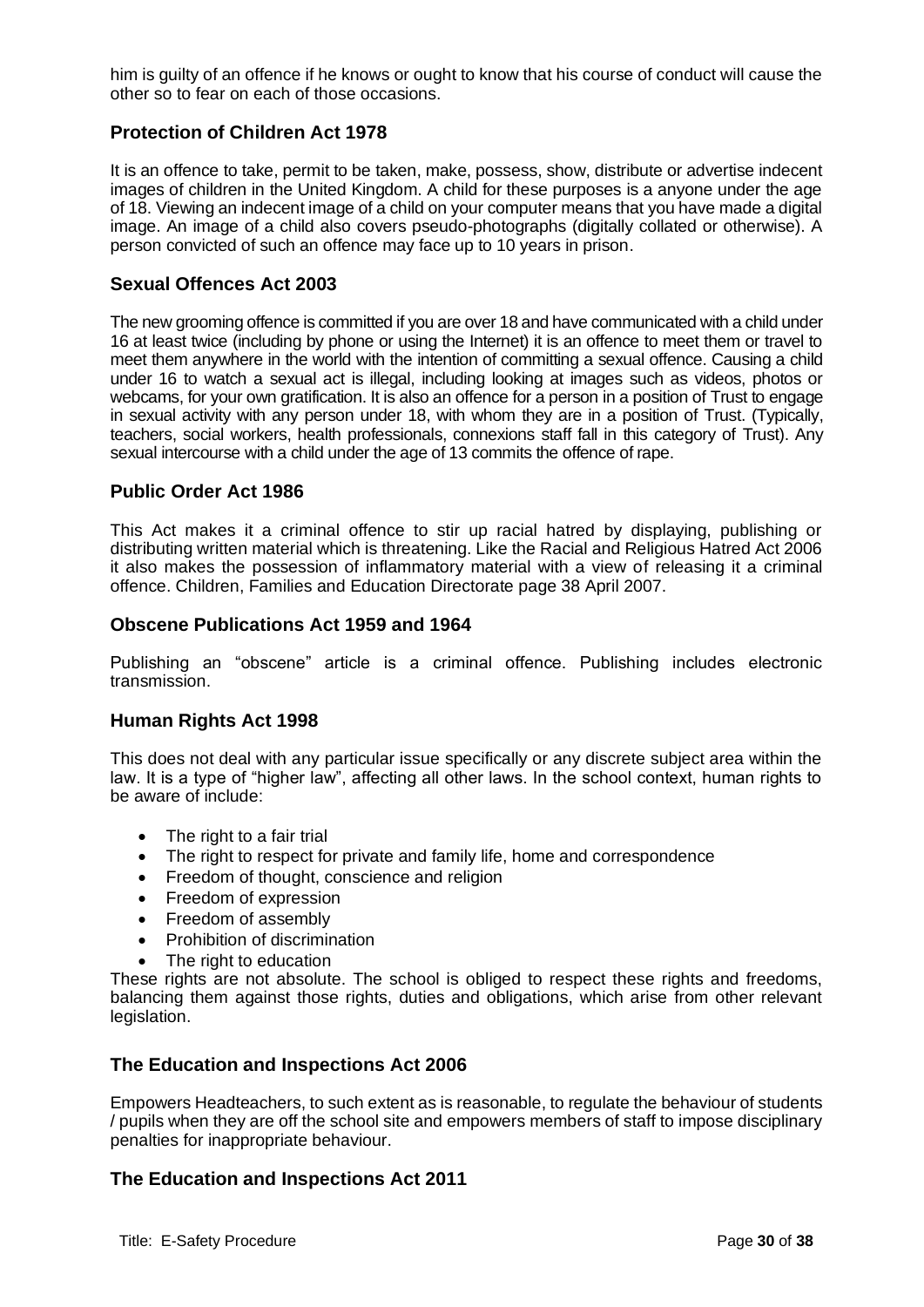him is guilty of an offence if he knows or ought to know that his course of conduct will cause the other so to fear on each of those occasions.

## Protection of Children Act 1978

It is an offence to take, permit to be taken, make, possess, show, distribute or advertise indecent images of children in the United Kingdom. A child for these purposes is a anyone under the age of 18. Viewing an indecent image of a child on your computer means that you have made a digital image. An image of a child also covers pseudo-photographs (digitally collated or otherwise). A person convicted of such an offence may face up to 10 years in prison.

## Sexual Offences Act 2003

The new grooming offence is committed if you are over 18 and have communicated with a child under 16 at least twice (including by phone or using the Internet) it is an offence to meet them or travel to meet them anywhere in the world with the intention of committing a sexual offence. Causing a child under 16 to watch a sexual act is illegal, including looking at images such as videos, photos or webcams, for your own gratification. It is also an offence for a person in a position of Trust to engage in sexual activity with any person under 18, with whom they are in a position of Trust. (Typically, teachers, social workers, health professionals, connexions staff fall in this category of Trust). Any sexual intercourse with a child under the age of 13 commits the offence of rape.

## Public Order Act 1986

This Act makes it a criminal offence to stir up racial hatred by displaying, publishing or distributing written material which is threatening. Like the Racial and Religious Hatred Act 2006 it also makes the possession of inflammatory material with a view of releasing it a criminal offence. Children, Families and Education Directorate page 38 April 2007.

## Obscene Publications Act 1959 and 1964

Publishing an "obscene" article is a criminal offence. Publishing includes electronic transmission.

## Human Rights Act 1998

This does not deal with any particular issue specifically or any discrete subject area within the law. It is a type of "higher law", affecting all other laws. In the school context, human rights to be aware of include:

- The right to a fair trial
- The right to respect for private and family life, home and correspondence
- Freedom of thought, conscience and religion
- Freedom of expression
- Freedom of assembly
- Prohibition of discrimination
- The right to education

These rights are not absolute. The school is obliged to respect these rights and freedoms, balancing them against those rights, duties and obligations, which arise from other relevant legislation.

## The Education and Inspections Act 2006

Empowers Headteachers, to such extent as is reasonable, to regulate the behaviour of students / pupils when they are off the school site and empowers members of staff to impose disciplinary penalties for inappropriate behaviour.

## The Education and Inspections Act 2011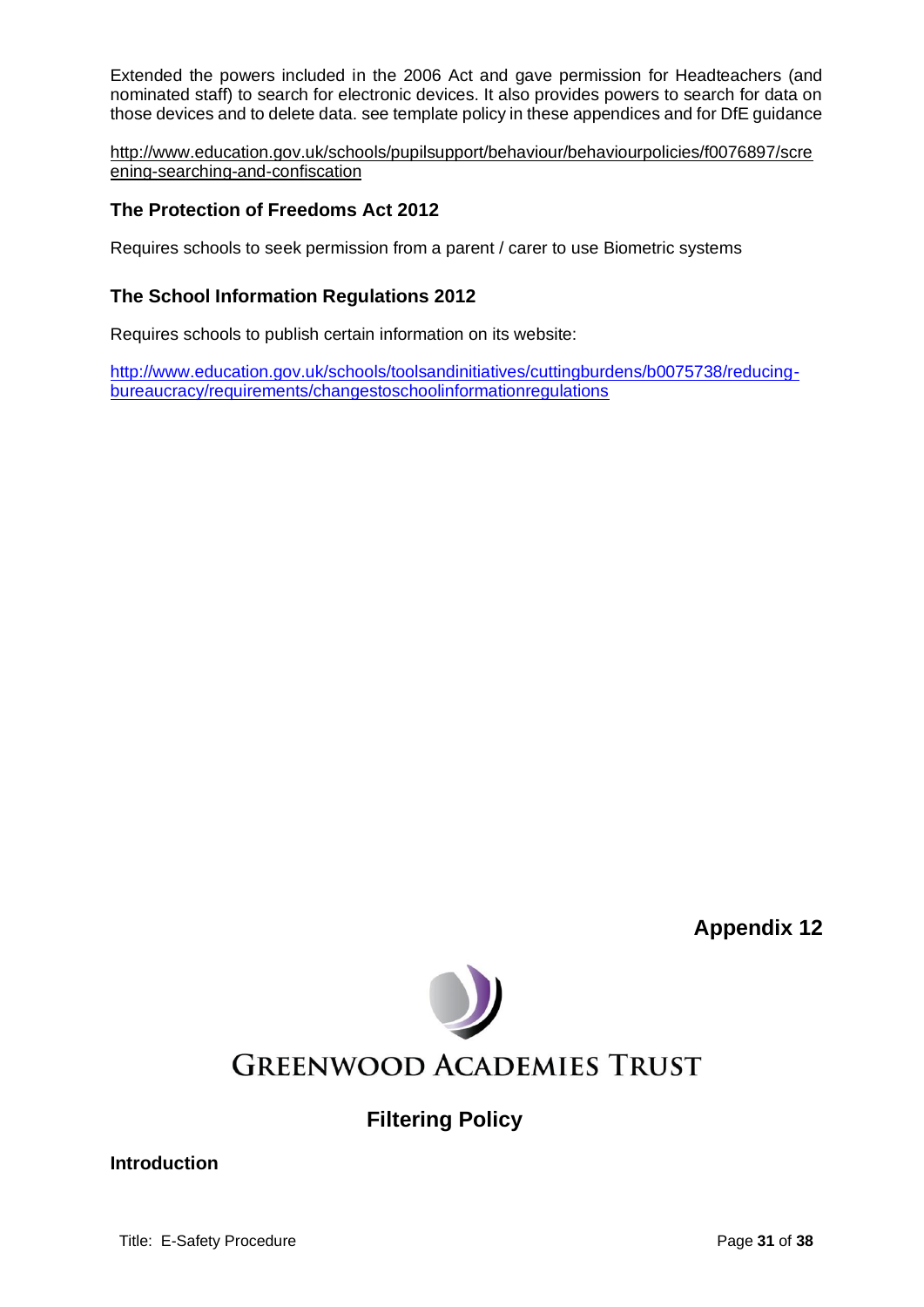Extended the powers included in the 2006 Act and gave permission for Headteachers (and nominated staff) to search for electronic devices. It also provides powers to search for data on those devices and to delete data. see template policy in these appendices and for DfE guidance

http://www.education.gov.uk/schools/pupilsupport/behaviour/behaviourpolicies/f0076897/screening-searching-and-confiscation

### The Protection of Freedoms Act 2012

Requires schools to seek permission from a parent / carer to use Biometric systems

### The School Information Regulations 2012

Requires schools to publish certain information on its website:

http://www.education.gov.uk/schools/toolsandinitiatives/cuttingburdens/b0075738/reducing-bureaucracy/requirements/changestoschoolinformationregulations

**Appendix 12**

GREENWOOD ACADEMIES TRUST

## Filtering Policy

### Introduction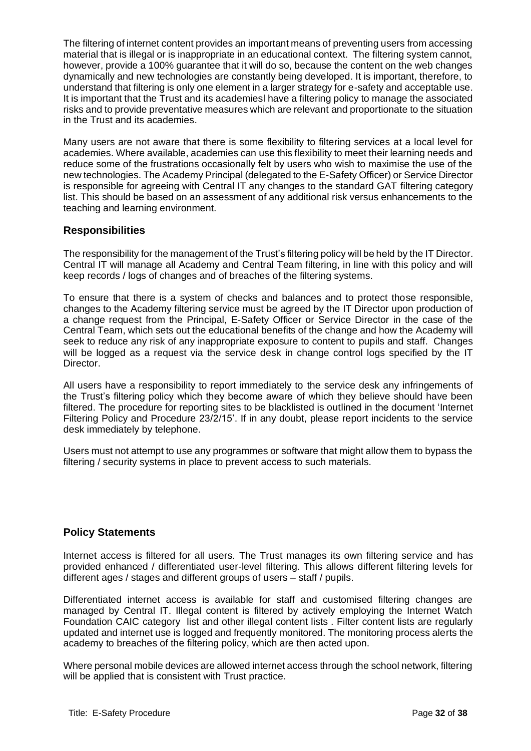The filtering of internet content provides an important means of preventing users from accessing material that is illegal or is inappropriate in an educational context. The filtering system cannot, however, provide a 100% guarantee that it will do so, because the content on the web changes dynamically and new technologies are constantly being developed. It is important, therefore, to understand that filtering is only one element in a larger strategy for e-safety and acceptable use. It is important that the Trust and its academiesl have a filtering policy to manage the associated risks and to provide preventative measures which are relevant and proportionate to the situation in the Trust and its academies.

Many users are not aware that there is some flexibility to filtering services at a local level for academies. Where available, academies can use this flexibility to meet their learning needs and reduce some of the frustrations occasionally felt by users who wish to maximise the use of the new technologies. The Academy Principal (delegated to the E-Safety Officer) or Service Director is responsible for agreeing with Central IT any changes to the standard GAT filtering category list. This should be based on an assessment of any additional risk versus enhancements to the teaching and learning environment.

## Responsibilities

The responsibility for the management of the Trust's filtering policy will be held by the IT Director. Central IT will manage all Academy and Central Team filtering, in line with this policy and will keep records / logs of changes and of breaches of the filtering systems.

To ensure that there is a system of checks and balances and to protect those responsible, changes to the Academy filtering service must be agreed by the IT Director upon production of a change request from the Principal, E-Safety Officer or Service Director in the case of the Central Team, which sets out the educational benefits of the change and how the Academy will seek to reduce any risk of any inappropriate exposure to content to pupils and staff. Changes will be logged as a request via the service desk in change control logs specified by the IT Director.

All users have a responsibility to report immediately to the service desk any infringements of the Trust's filtering policy which they become aware of which they believe should have been filtered. The procedure for reporting sites to be blacklisted is outlined in the document 'Internet Filtering Policy and Procedure 23/2/15'. If in any doubt, please report incidents to the service desk immediately by telephone.

Users must not attempt to use any programmes or software that might allow them to bypass the filtering / security systems in place to prevent access to such materials.

## Policy Statements

Internet access is filtered for all users. The Trust manages its own filtering service and has provided enhanced / differentiated user-level filtering. This allows different filtering levels for different ages / stages and different groups of users – staff / pupils.

Differentiated internet access is available for staff and customised filtering changes are managed by Central IT. Illegal content is filtered by actively employing the Internet Watch Foundation CAIC category list and other illegal content lists . Filter content lists are regularly updated and internet use is logged and frequently monitored. The monitoring process alerts the academy to breaches of the filtering policy, which are then acted upon.

Where personal mobile devices are allowed internet access through the school network, filtering will be applied that is consistent with Trust practice.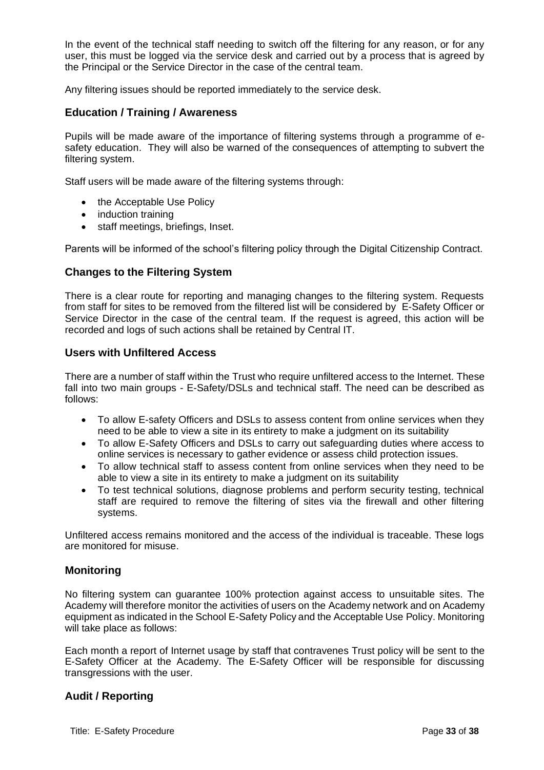In the event of the technical staff needing to switch off the filtering for any reason, or for any user, this must be logged via the service desk and carried out by a process that is agreed by the Principal or the Service Director in the case of the central team.

Any filtering issues should be reported immediately to the service desk.

## Education / Training / Awareness

Pupils will be made aware of the importance of filtering systems through a programme of e-safety education. They will also be warned of the consequences of attempting to subvert the filtering system.

Staff users will be made aware of the filtering systems through:

- the Acceptable Use Policy
- induction training
- staff meetings, briefings, Inset.

Parents will be informed of the school's filtering policy through the Digital Citizenship Contract.

## Changes to the Filtering System

There is a clear route for reporting and managing changes to the filtering system. Requests from staff for sites to be removed from the filtered list will be considered by E-Safety Officer or Service Director in the case of the central team. If the request is agreed, this action will be recorded and logs of such actions shall be retained by Central IT.

## Users with Unfiltered Access

There are a number of staff within the Trust who require unfiltered access to the Internet. These fall into two main groups - E-Safety/DSLs and technical staff. The need can be described as follows:

- To allow E-safety Officers and DSLs to assess content from online services when they need to be able to view a site in its entirety to make a judgment on its suitability
- To allow E-Safety Officers and DSLs to carry out safeguarding duties where access to online services is necessary to gather evidence or assess child protection issues.
- To allow technical staff to assess content from online services when they need to be able to view a site in its entirety to make a judgment on its suitability
- To test technical solutions, diagnose problems and perform security testing, technical staff are required to remove the filtering of sites via the firewall and other filtering systems.

Unfiltered access remains monitored and the access of the individual is traceable. These logs are monitored for misuse.

## Monitoring

No filtering system can guarantee 100% protection against access to unsuitable sites. The Academy will therefore monitor the activities of users on the Academy network and on Academy equipment as indicated in the School E-Safety Policy and the Acceptable Use Policy. Monitoring will take place as follows:

Each month a report of Internet usage by staff that contravenes Trust policy will be sent to the E-Safety Officer at the Academy. The E-Safety Officer will be responsible for discussing transgressions with the user.

## Audit / Reporting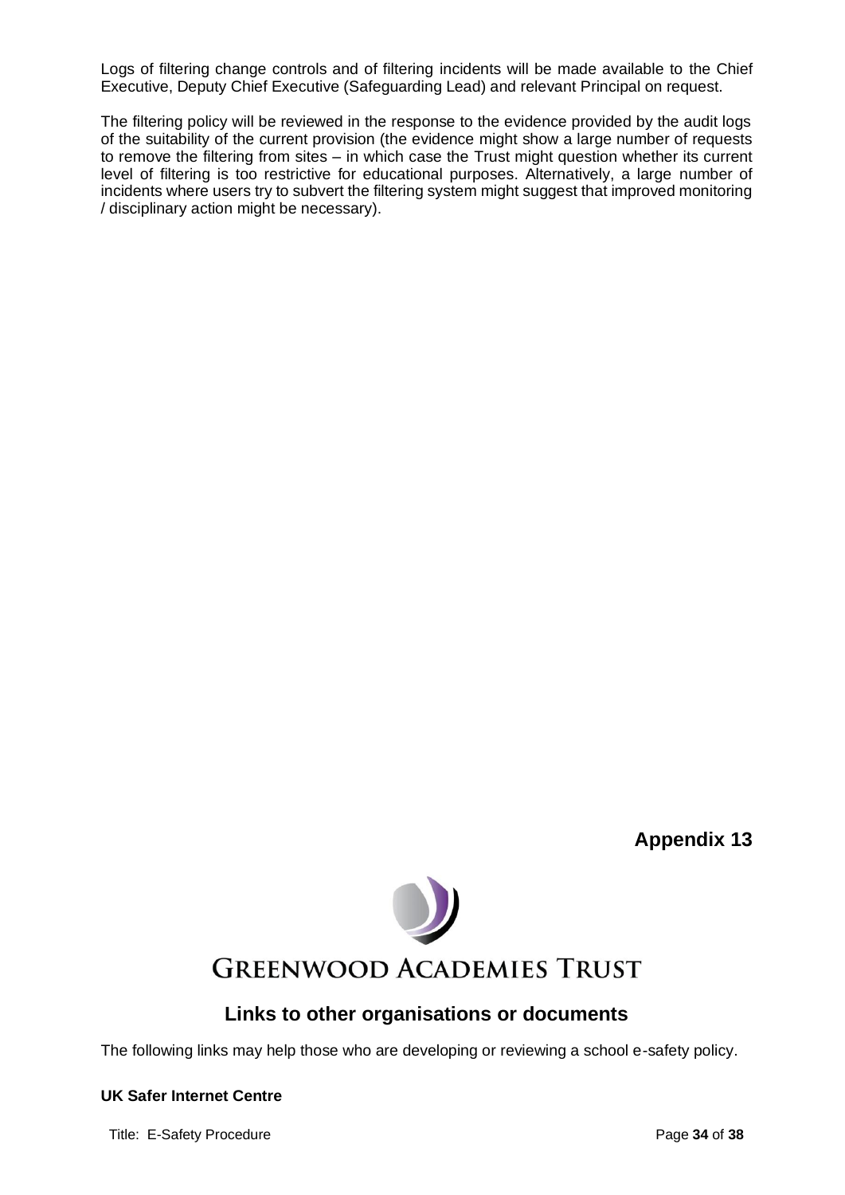Logs of filtering change controls and of filtering incidents will be made available to the Chief Executive, Deputy Chief Executive (Safeguarding Lead) and relevant Principal on request.

The filtering policy will be reviewed in the response to the evidence provided by the audit logs of the suitability of the current provision (the evidence might show a large number of requests to remove the filtering from sites – in which case the Trust might question whether its current level of filtering is too restrictive for educational purposes. Alternatively, a large number of incidents where users try to subvert the filtering system might suggest that improved monitoring / disciplinary action might be necessary).

**Appendix 13**

GREENWOOD ACADEMIES TRUST

## Links to other organisations or documents

The following links may help those who are developing or reviewing a school e-safety policy.

**UK Safer Internet Centre**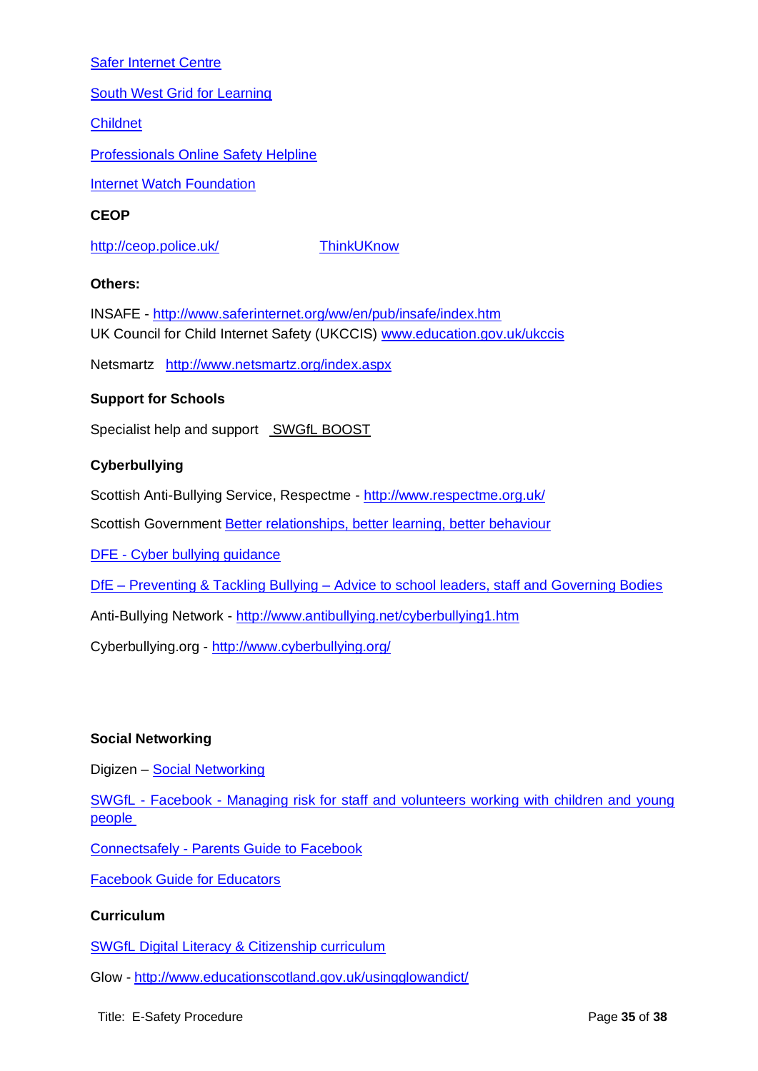Safer Internet Centre

South West Grid for Learning

Childnet

Professionals Online Safety Helpline

Internet Watch Foundation

**CEOP**

http://ceop.police.uk/ ThinkUKnow

**Others:**

INSAFE - http://www.saferinternet.org/ww/en/pub/insafe/index.htm
UK Council for Child Internet Safety (UKCCIS) www.education.gov.uk/ukccis

Netsmartz http://www.netsmartz.org/index.aspx

**Support for Schools**

Specialist help and support SWGfL BOOST

**Cyberbullying**

Scottish Anti-Bullying Service, Respectme - http://www.respectme.org.uk/

Scottish Government Better relationships, better learning, better behaviour

DFE - Cyber bullying guidance

DfE – Preventing & Tackling Bullying – Advice to school leaders, staff and Governing Bodies

Anti-Bullying Network - http://www.antibullying.net/cyberbullying1.htm

Cyberbullying.org - http://www.cyberbullying.org/

**Social Networking**

Digizen – Social Networking

SWGfL - Facebook - Managing risk for staff and volunteers working with children and young people

Connectsafely - Parents Guide to Facebook

Facebook Guide for Educators

**Curriculum**

SWGfL Digital Literacy & Citizenship curriculum

Glow - http://www.educationscotland.gov.uk/usingglowandict/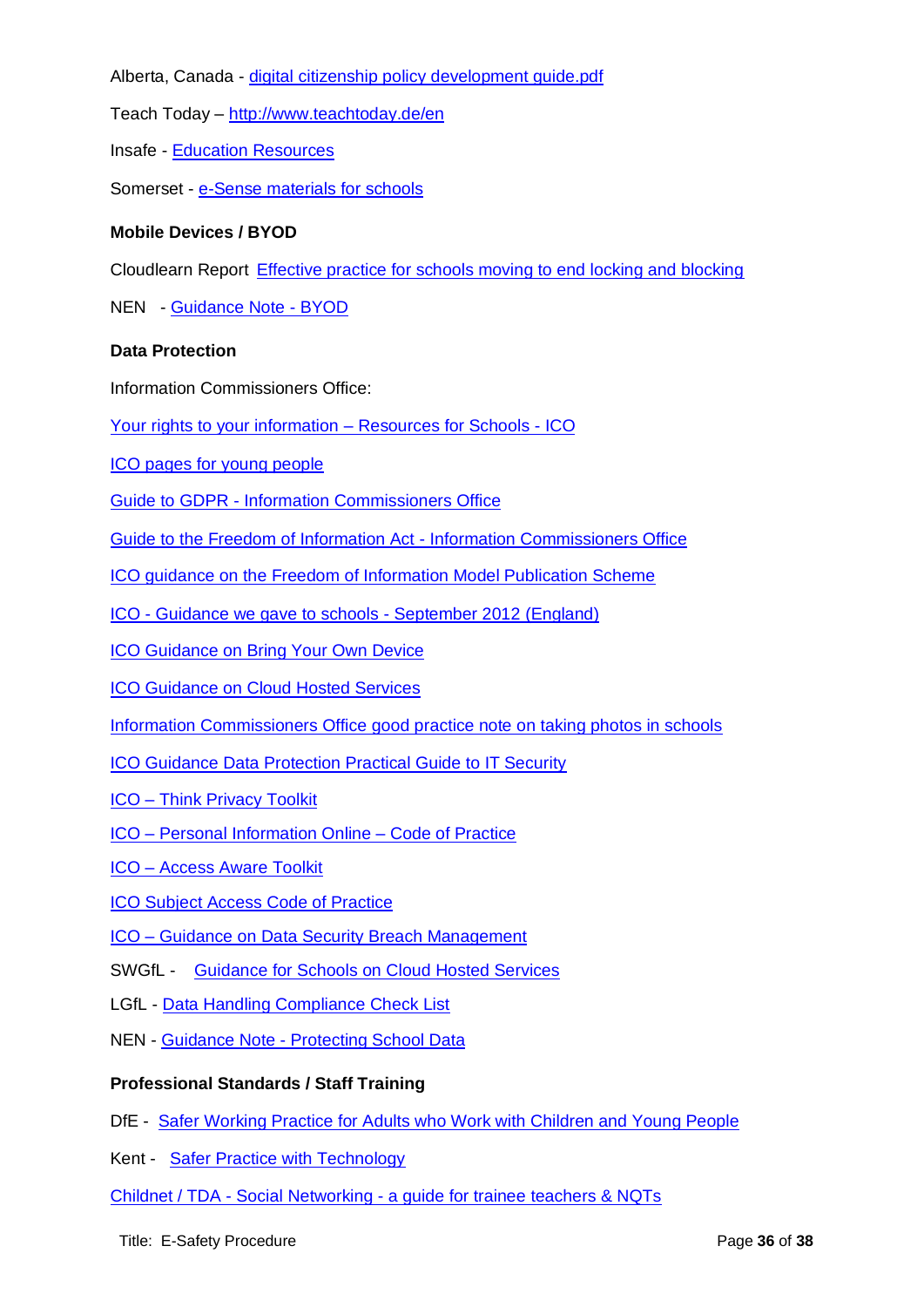Alberta, Canada - digital citizenship policy development guide.pdf

Teach Today – http://www.teachtoday.de/en

Insafe - Education Resources

Somerset - e-Sense materials for schools

**Mobile Devices / BYOD**

Cloudlearn Report Effective practice for schools moving to end locking and blocking

NEN - Guidance Note - BYOD

**Data Protection**

Information Commissioners Office:

Your rights to your information – Resources for Schools - ICO

ICO pages for young people

Guide to GDPR - Information Commissioners Office

Guide to the Freedom of Information Act - Information Commissioners Office

ICO guidance on the Freedom of Information Model Publication Scheme

ICO - Guidance we gave to schools - September 2012 (England)

ICO Guidance on Bring Your Own Device

ICO Guidance on Cloud Hosted Services

Information Commissioners Office good practice note on taking photos in schools

ICO Guidance Data Protection Practical Guide to IT Security

ICO – Think Privacy Toolkit

ICO – Personal Information Online – Code of Practice

ICO – Access Aware Toolkit

ICO Subject Access Code of Practice

ICO – Guidance on Data Security Breach Management

SWGfL - Guidance for Schools on Cloud Hosted Services

LGfL - Data Handling Compliance Check List

NEN - Guidance Note - Protecting School Data

**Professional Standards / Staff Training**

DfE - Safer Working Practice for Adults who Work with Children and Young People

Kent - Safer Practice with Technology

Childnet / TDA - Social Networking - a guide for trainee teachers & NQTs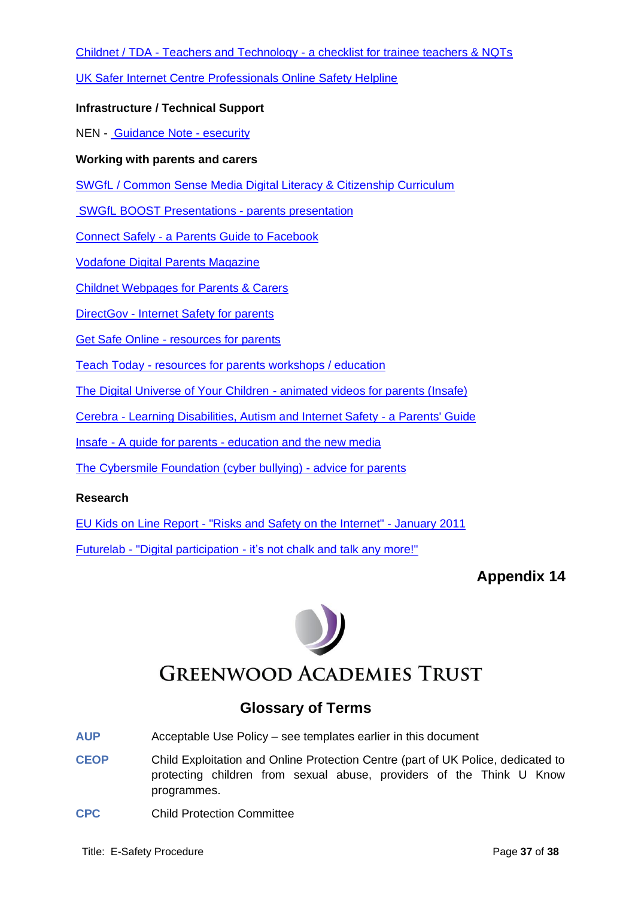Childnet / TDA - Teachers and Technology - a checklist for trainee teachers & NQTs

UK Safer Internet Centre Professionals Online Safety Helpline

**Infrastructure / Technical Support**

NEN - Guidance Note - esecurity

**Working with parents and carers**

SWGfL / Common Sense Media Digital Literacy & Citizenship Curriculum

SWGfL BOOST Presentations - parents presentation

Connect Safely - a Parents Guide to Facebook

Vodafone Digital Parents Magazine

Childnet Webpages for Parents & Carers

DirectGov - Internet Safety for parents

Get Safe Online - resources for parents

Teach Today - resources for parents workshops / education

The Digital Universe of Your Children - animated videos for parents (Insafe)

Cerebra - Learning Disabilities, Autism and Internet Safety - a Parents' Guide

Insafe - A guide for parents - education and the new media

The Cybersmile Foundation (cyber bullying) - advice for parents

**Research**

EU Kids on Line Report - "Risks and Safety on the Internet" - January 2011

Futurelab - "Digital participation - it's not chalk and talk any more!"

**Appendix 14**

GREENWOOD ACADEMIES TRUST

## Glossary of Terms

**AUP** Acceptable Use Policy – see templates earlier in this document

**CEOP** Child Exploitation and Online Protection Centre (part of UK Police, dedicated to protecting children from sexual abuse, providers of the Think U Know programmes.

**CPC** Child Protection Committee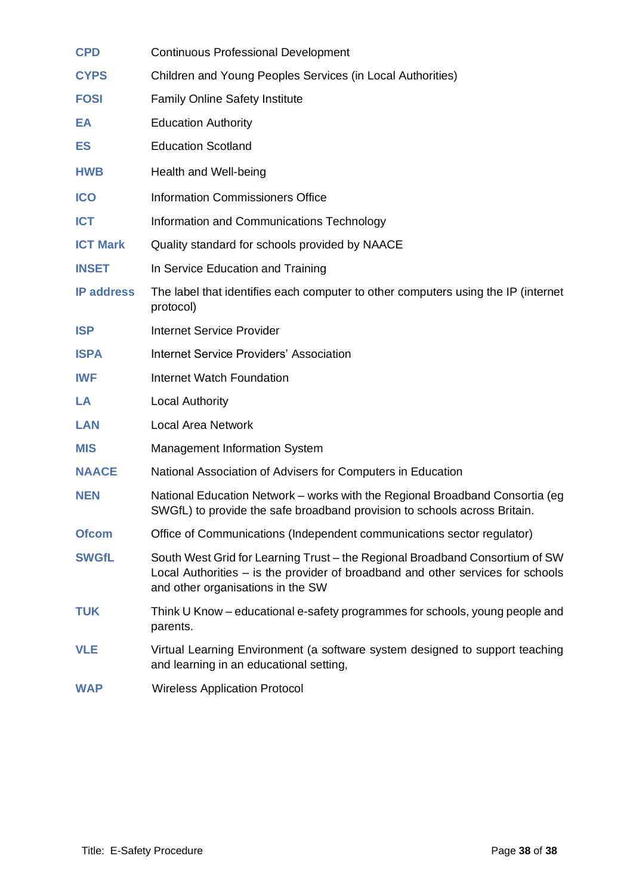| | |
|---|---|
| **CPD** | Continuous Professional Development |
| **CYPS** | Children and Young Peoples Services (in Local Authorities) |
| **FOSI** | Family Online Safety Institute |
| **EA** | Education Authority |
| **ES** | Education Scotland |
| **HWB** | Health and Well-being |
| **ICO** | Information Commissioners Office |
| **ICT** | Information and Communications Technology |
| **ICT Mark** | Quality standard for schools provided by NAACE |
| **INSET** | In Service Education and Training |
| **IP address** | The label that identifies each computer to other computers using the IP (internet protocol) |
| **ISP** | Internet Service Provider |
| **ISPA** | Internet Service Providers' Association |
| **IWF** | Internet Watch Foundation |
| **LA** | Local Authority |
| **LAN** | Local Area Network |
| **MIS** | Management Information System |
| **NAACE** | National Association of Advisers for Computers in Education |
| **NEN** | National Education Network – works with the Regional Broadband Consortia (eg SWGfL) to provide the safe broadband provision to schools across Britain. |
| **Ofcom** | Office of Communications (Independent communications sector regulator) |
| **SWGfL** | South West Grid for Learning Trust – the Regional Broadband Consortium of SW Local Authorities – is the provider of broadband and other services for schools and other organisations in the SW |
| **TUK** | Think U Know – educational e-safety programmes for schools, young people and parents. |
| **VLE** | Virtual Learning Environment (a software system designed to support teaching and learning in an educational setting, |
| **WAP** | Wireless Application Protocol |